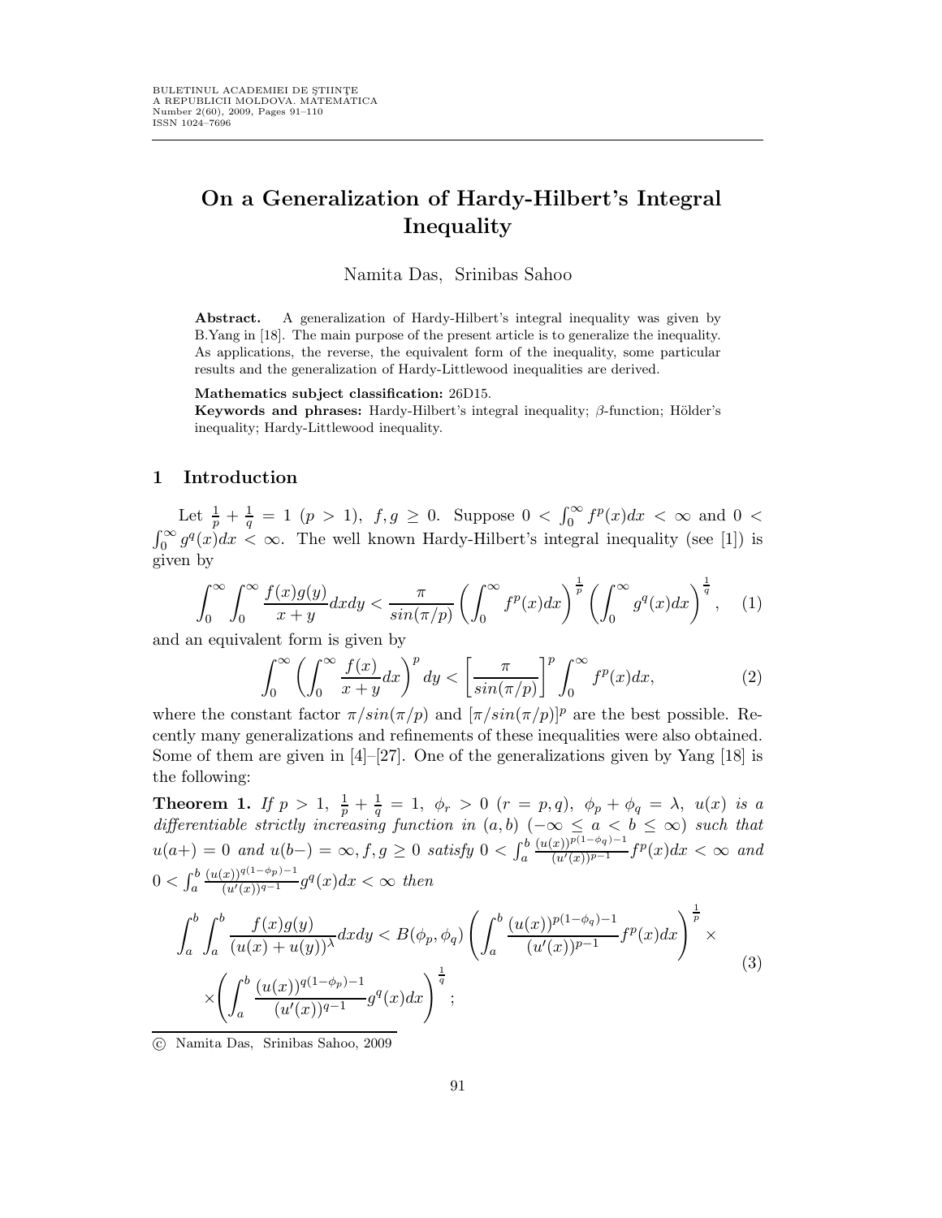# On a Generalization of Hardy-Hilbert's Integral Inequality

Namita Das, Srinibas Sahoo

**Abstract.** A generalization of Hardy-Hilbert's integral inequality was given by B.Yang in [18]. The main purpose of the present article is to generalize the inequality. As applications, the reverse, the equivalent form of the inequality, some particular results and the generalization of Hardy-Littlewood inequalities are derived.

**Mathematics subject classification:** 26D15.

**Keywords and phrases:** Hardy-Hilbert's integral inequality; $\beta$-function; Hölder's inequality; Hardy-Littlewood inequality.

## 1 Introduction

Let $\frac{1}{p} + \frac{1}{q} = 1$ $(p > 1)$, $f, g \geq 0$. Suppose $0 < \int_0^\infty f^p(x)dx < \infty$ and $0 < \int_0^\infty g^q(x)dx < \infty$. The well known Hardy-Hilbert's integral inequality (see [1]) is given by

$$\int_0^\infty \int_0^\infty \frac{f(x)g(y)}{x+y}dxdy < \frac{\pi}{sin(\pi/p)} \left(\int_0^\infty f^p(x)dx\right)^{\frac{1}{p}} \left(\int_0^\infty g^q(x)dx\right)^{\frac{1}{q}}, \quad (1)$$

and an equivalent form is given by

$$\int_0^\infty \left(\int_0^\infty \frac{f(x)}{x+y}dx\right)^p dy < \left[\frac{\pi}{sin(\pi/p)}\right]^p \int_0^\infty f^p(x)dx, \quad (2)$$

where the constant factor $\pi/sin(\pi/p)$ and $[\pi/sin(\pi/p)]^p$ are the best possible. Recently many generalizations and refinements of these inequalities were also obtained. Some of them are given in [4]–[27]. One of the generalizations given by Yang [18] is the following:

**Theorem 1.** *If $p > 1$, $\frac{1}{p} + \frac{1}{q} = 1$, $\phi_r > 0$ $(r = p, q)$, $\phi_p + \phi_q = \lambda$, $u(x)$ is a differentiable strictly increasing function in $(a, b)$ $(-\infty \leq a < b \leq \infty)$ such that $u(a+) = 0$ and $u(b-) = \infty, f, g \geq 0$ satisfy $0 < \int_a^b \frac{(u(x))^{p(1-\phi_q)-1}}{(u'(x))^{p-1}} f^p(x)dx < \infty$ and $0 < \int_a^b \frac{(u(x))^{q(1-\phi_p)-1}}{(u'(x))^{q-1}} g^q(x)dx < \infty$ then*

$$\int_a^b \int_a^b \frac{f(x)g(y)}{(u(x)+u(y))^\lambda}dxdy < B(\phi_p, \phi_q) \left(\int_a^b \frac{(u(x))^{p(1-\phi_q)-1}}{(u'(x))^{p-1}} f^p(x)dx\right)^{\frac{1}{p}} \times \\ \times \left(\int_a^b \frac{(u(x))^{q(1-\phi_p)-1}}{(u'(x))^{q-1}} g^q(x)dx\right)^{\frac{1}{q}}; \quad (3)$$

© Namita Das, Srinibas Sahoo, 2009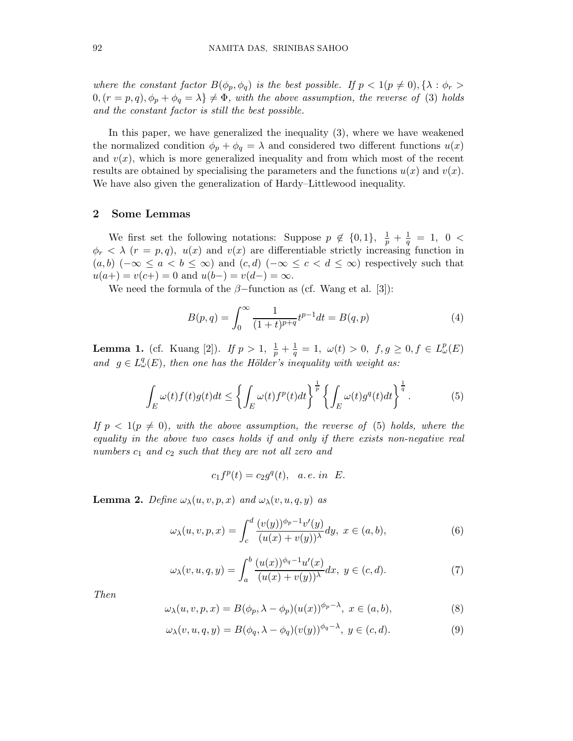*where the constant factor $B(\phi_p, \phi_q)$ is the best possible. If $p < 1 (p \neq 0), \{\lambda : \phi_r > 0, (r = p, q), \phi_p + \phi_q = \lambda\} \neq \Phi$, with the above assumption, the reverse of (3) holds and the constant factor is still the best possible.*

In this paper, we have generalized the inequality (3), where we have weakened the normalized condition $\phi_p + \phi_q = \lambda$ and considered two different functions $u(x)$ and $v(x)$, which is more generalized inequality and from which most of the recent results are obtained by specialising the parameters and the functions $u(x)$ and $v(x)$. We have also given the generalization of Hardy–Littlewood inequality.

## 2 Some Lemmas

We first set the following notations: Suppose $p \notin \{0, 1\}$, $\frac{1}{p} + \frac{1}{q} = 1$, $0 < \phi_r < \lambda$ $(r = p, q)$, $u(x)$ and $v(x)$ are differentiable strictly increasing function in $(a, b)$ $(-\infty \leq a < b \leq \infty)$ and $(c, d)$ $(-\infty \leq c < d \leq \infty)$ respectively such that $u(a+) = v(c+) = 0$ and $u(b-) = v(d-) = \infty$.

We need the formula of the $\beta-$function as (cf. Wang et al. [3]):

$$B(p, q) = \int_0^\infty \frac{1}{(1 + t)^{p+q}} t^{p-1} dt = B(q, p) \tag{4}$$

**Lemma 1.** (cf. Kuang [2]). *If $p > 1$, $\frac{1}{p} + \frac{1}{q} = 1$, $\omega(t) > 0$, $f, g \geq 0, f \in L^p_\omega(E)$ and $g \in L^q_\omega(E)$, then one has the Hölder's inequality with weight as:*

$$\int_E \omega(t) f(t) g(t) dt \leq \left\{ \int_E \omega(t) f^p(t) dt \right\}^{\frac{1}{p}} \left\{ \int_E \omega(t) g^q(t) dt \right\}^{\frac{1}{q}}. \tag{5}$$

*If $p < 1 (p \neq 0)$, with the above assumption, the reverse of (5) holds, where the equality in the above two cases holds if and only if there exists non-negative real numbers $c_1$ and $c_2$ such that they are not all zero and*

$$c_1 f^p(t) = c_2 g^q(t), \quad a.e. \text{ in } \; E.$$

**Lemma 2.** *Define $\omega_\lambda(u, v, p, x)$ and $\omega_\lambda(v, u, q, y)$ as*

$$\omega_\lambda(u, v, p, x) = \int_c^d \frac{(v(y))^{\phi_p - 1} v'(y)}{(u(x) + v(y))^\lambda} dy, \; x \in (a, b), \tag{6}$$

$$\omega_\lambda(v, u, q, y) = \int_a^b \frac{(u(x))^{\phi_q - 1} u'(x)}{(u(x) + v(y))^\lambda} dx, \; y \in (c, d). \tag{7}$$

*Then*

$$\omega_\lambda(u, v, p, x) = B(\phi_p, \lambda - \phi_p)(u(x))^{\phi_p - \lambda}, \; x \in (a, b), \tag{8}$$

$$\omega_\lambda(v, u, q, y) = B(\phi_q, \lambda - \phi_q)(v(y))^{\phi_q - \lambda}, \; y \in (c, d). \tag{9}$$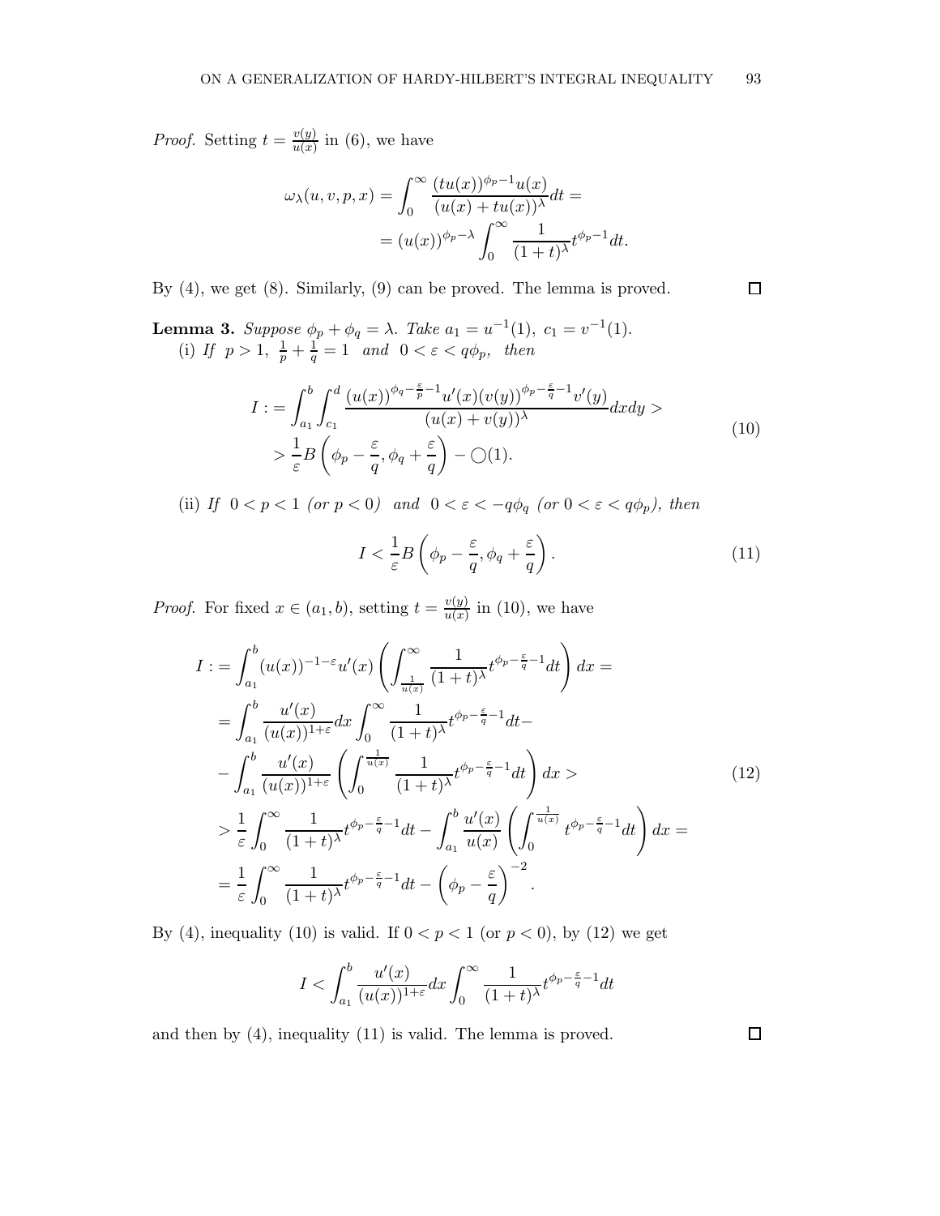*Proof.* Setting $t = \frac{v(y)}{u(x)}$ in (6), we have

$$\omega_\lambda(u, v, p, x) = \int_0^\infty \frac{(tu(x))^{\phi_p - 1} u(x)}{(u(x) + tu(x))^\lambda} dt = $$
$$= (u(x))^{\phi_p - \lambda} \int_0^\infty \frac{1}{(1+t)^\lambda} t^{\phi_p - 1} dt.$$

By (4), we get (8). Similarly, (9) can be proved. The lemma is proved. $\square$

**Lemma 3.** *Suppose $\phi_p + \phi_q = \lambda$. Take $a_1 = u^{-1}(1)$, $c_1 = v^{-1}(1)$.*

(i) *If $p > 1$, $\frac{1}{p} + \frac{1}{q} = 1$ and $0 < \varepsilon < q\phi_p$, then*

$$\begin{aligned} I := \int_{a_1}^b \int_{c_1}^d \frac{(u(x))^{\phi_q - \frac{\varepsilon}{p} - 1} u'(x) (v(y))^{\phi_p - \frac{\varepsilon}{q} - 1} v'(y)}{(u(x) + v(y))^\lambda} dx dy > \\ > \frac{1}{\varepsilon} B\left(\phi_p - \frac{\varepsilon}{q}, \phi_q + \frac{\varepsilon}{q}\right) - \bigcirc(1). \end{aligned} \tag{10}$$

(ii) *If $0 < p < 1$ (or $p < 0$) and $0 < \varepsilon < -q\phi_q$ (or $0 < \varepsilon < q\phi_p$), then*

$$I < \frac{1}{\varepsilon} B\left(\phi_p - \frac{\varepsilon}{q}, \phi_q + \frac{\varepsilon}{q}\right). \tag{11}$$

*Proof.* For fixed $x \in (a_1, b)$, setting $t = \frac{v(y)}{u(x)}$ in (10), we have

$$\begin{aligned} I &:= \int_{a_1}^b (u(x))^{-1-\varepsilon} u'(x) \left( \int_{\frac{1}{u(x)}}^\infty \frac{1}{(1+t)^\lambda} t^{\phi_p - \frac{\varepsilon}{q} - 1} dt \right) dx = \\ &= \int_{a_1}^b \frac{u'(x)}{(u(x))^{1+\varepsilon}} dx \int_0^\infty \frac{1}{(1+t)^\lambda} t^{\phi_p - \frac{\varepsilon}{q} - 1} dt - \\ &- \int_{a_1}^b \frac{u'(x)}{(u(x))^{1+\varepsilon}} \left( \int_0^{\frac{1}{u(x)}} \frac{1}{(1+t)^\lambda} t^{\phi_p - \frac{\varepsilon}{q} - 1} dt \right) dx > \\ &> \frac{1}{\varepsilon} \int_0^\infty \frac{1}{(1+t)^\lambda} t^{\phi_p - \frac{\varepsilon}{q} - 1} dt - \int_{a_1}^b \frac{u'(x)}{u(x)} \left( \int_0^{\frac{1}{u(x)}} t^{\phi_p - \frac{\varepsilon}{q} - 1} dt \right) dx = \\ &= \frac{1}{\varepsilon} \int_0^\infty \frac{1}{(1+t)^\lambda} t^{\phi_p - \frac{\varepsilon}{q} - 1} dt - \left( \phi_p - \frac{\varepsilon}{q} \right)^{-2}. \end{aligned} \tag{12}$$

By (4), inequality (10) is valid. If $0 < p < 1$ (or $p < 0$), by (12) we get

$$I < \int_{a_1}^b \frac{u'(x)}{(u(x))^{1+\varepsilon}} dx \int_0^\infty \frac{1}{(1+t)^\lambda} t^{\phi_p - \frac{\varepsilon}{q} - 1} dt$$

and then by (4), inequality (11) is valid. The lemma is proved. $\square$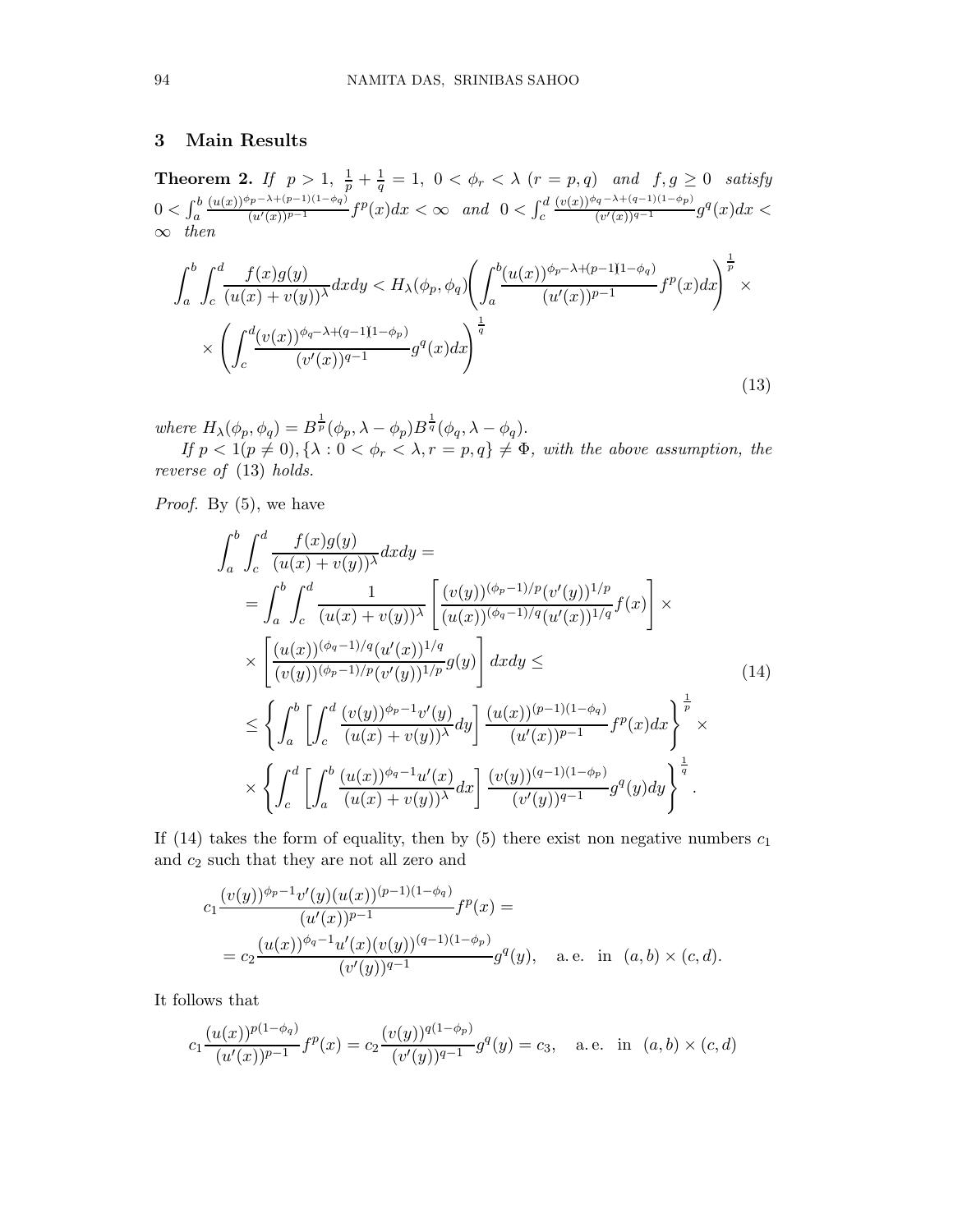## 3 Main Results

**Theorem 2.** *If* $p > 1,\ \frac{1}{p} + \frac{1}{q} = 1,\ 0 < \phi_r < \lambda\ (r = p, q)$ *and* $f, g \geq 0$ *satisfy* $0 < \int_a^b \frac{(u(x))^{\phi_p - \lambda + (p-1)(1-\phi_q)}}{(u'(x))^{p-1}} f^p(x)dx < \infty$ *and* $0 < \int_c^d \frac{(v(x))^{\phi_q - \lambda + (q-1)(1-\phi_p)}}{(v'(x))^{q-1}} g^q(x)dx < \infty$ *then*

$$\int_a^b \int_c^d \frac{f(x)g(y)}{(u(x)+v(y))^\lambda} dxdy < H_\lambda(\phi_p, \phi_q) \left( \int_a^b \frac{(u(x))^{\phi_p - \lambda + (p-1)(1-\phi_q)}}{(u'(x))^{p-1}} f^p(x)dx \right)^{\frac{1}{p}} \times \\ \times \left( \int_c^d \frac{(v(x))^{\phi_q - \lambda + (q-1)(1-\phi_p)}}{(v'(x))^{q-1}} g^q(x)dx \right)^{\frac{1}{q}} \tag{13}$$

*where* $H_\lambda(\phi_p, \phi_q) = B^{\frac{1}{p}}(\phi_p, \lambda - \phi_p) B^{\frac{1}{q}}(\phi_q, \lambda - \phi_q)$.

*If* $p < 1 (p \neq 0), \{\lambda : 0 < \phi_r < \lambda, r = p, q\} \neq \Phi$, *with the above assumption, the reverse of* (13) *holds.*

*Proof.* By (5), we have

$$\begin{aligned} &\int_a^b \int_c^d \frac{f(x)g(y)}{(u(x)+v(y))^\lambda} dxdy = \\ &= \int_a^b \int_c^d \frac{1}{(u(x)+v(y))^\lambda} \left[ \frac{(v(y))^{(\phi_p - 1)/p} (v'(y))^{1/p}}{(u(x))^{(\phi_q - 1)/q} (u'(x))^{1/q}} f(x) \right] \times \\ &\times \left[ \frac{(u(x))^{(\phi_q - 1)/q} (u'(x))^{1/q}}{(v(y))^{(\phi_p - 1)/p} (v'(y))^{1/p}} g(y) \right] dxdy \leq \\ &\leq \left\{ \int_a^b \left[ \int_c^d \frac{(v(y))^{\phi_p - 1} v'(y)}{(u(x)+v(y))^\lambda} dy \right] \frac{(u(x))^{(p-1)(1-\phi_q)}}{(u'(x))^{p-1}} f^p(x)dx \right\}^{\frac{1}{p}} \times \\ &\times \left\{ \int_c^d \left[ \int_a^b \frac{(u(x))^{\phi_q - 1} u'(x)}{(u(x)+v(y))^\lambda} dx \right] \frac{(v(y))^{(q-1)(1-\phi_p)}}{(v'(y))^{q-1}} g^q(y)dy \right\}^{\frac{1}{q}}. \end{aligned} \tag{14}$$

If (14) takes the form of equality, then by (5) there exist non negative numbers $c_1$ and $c_2$ such that they are not all zero and

$$\begin{aligned} &c_1 \frac{(v(y))^{\phi_p - 1} v'(y) (u(x))^{(p-1)(1-\phi_q)}}{(u'(x))^{p-1}} f^p(x) = \\ &= c_2 \frac{(u(x))^{\phi_q - 1} u'(x) (v(y))^{(q-1)(1-\phi_p)}}{(v'(y))^{q-1}} g^q(y), \quad \text{a.e. in } (a,b) \times (c,d). \end{aligned}$$

It follows that

$$c_1 \frac{(u(x))^{p(1-\phi_q)}}{(u'(x))^{p-1}} f^p(x) = c_2 \frac{(v(y))^{q(1-\phi_p)}}{(v'(y))^{q-1}} g^q(y) = c_3, \quad \text{a.e. in } (a,b) \times (c,d)$$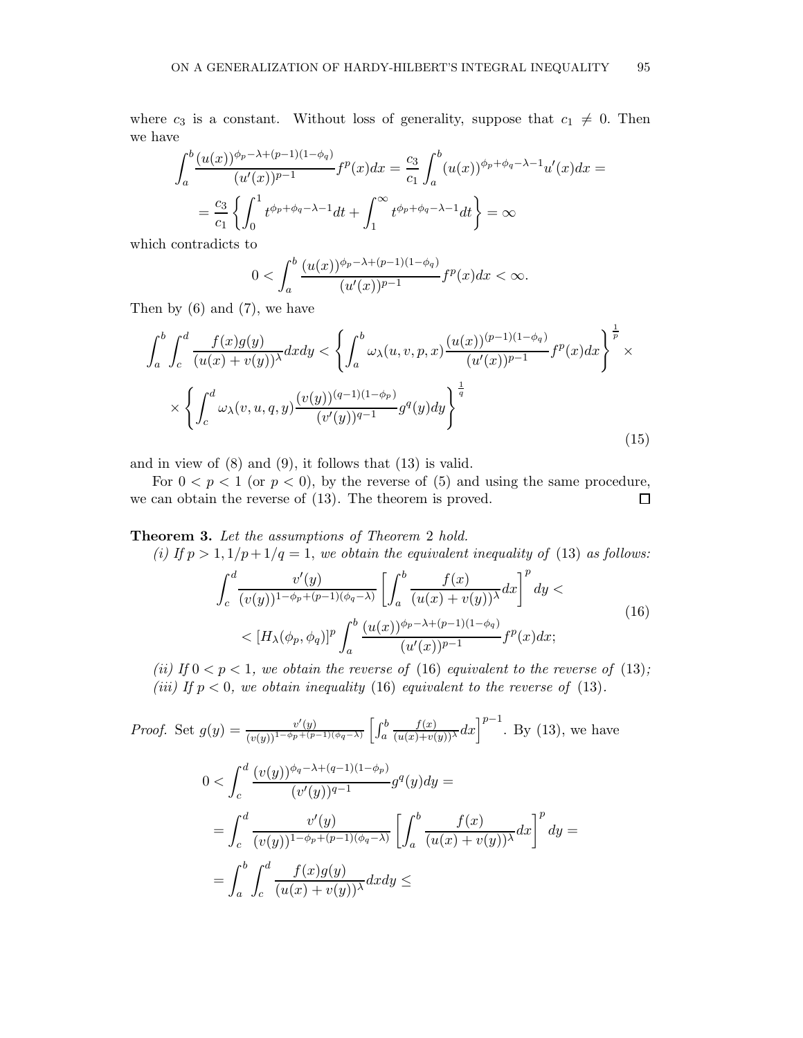where $c_3$ is a constant. Without loss of generality, suppose that $c_1 \neq 0$. Then we have

$$\int_a^b \frac{(u(x))^{\phi_p-\lambda+(p-1)(1-\phi_q)}}{(u'(x))^{p-1}} f^p(x)dx = \frac{c_3}{c_1}\int_a^b (u(x))^{\phi_p+\phi_q-\lambda-1}u'(x)dx =$$
$$= \frac{c_3}{c_1}\left\{\int_0^1 t^{\phi_p+\phi_q-\lambda-1}dt + \int_1^\infty t^{\phi_p+\phi_q-\lambda-1}dt\right\} = \infty$$

which contradicts to

$$0 < \int_a^b \frac{(u(x))^{\phi_p-\lambda+(p-1)(1-\phi_q)}}{(u'(x))^{p-1}} f^p(x)dx < \infty.$$

Then by (6) and (7), we have

$$\int_a^b\int_c^d \frac{f(x)g(y)}{(u(x)+v(y))^\lambda}dxdy < \left\{\int_a^b \omega_\lambda(u,v,p,x)\frac{(u(x))^{(p-1)(1-\phi_q)}}{(u'(x))^{p-1}}f^p(x)dx\right\}^{\frac{1}{p}} \times$$
$$\times \left\{\int_c^d \omega_\lambda(v,u,q,y)\frac{(v(y))^{(q-1)(1-\phi_p)}}{(v'(y))^{q-1}}g^q(y)dy\right\}^{\frac{1}{q}} \tag{15}$$

and in view of (8) and (9), it follows that (13) is valid.

For $0 < p < 1$ (or $p < 0$), by the reverse of (5) and using the same procedure, we can obtain the reverse of (13). The theorem is proved. □

**Theorem 3.** *Let the assumptions of Theorem 2 hold.*

*(i) If $p > 1, 1/p + 1/q = 1$, we obtain the equivalent inequality of (13) as follows:*

$$\int_c^d \frac{v'(y)}{(v(y))^{1-\phi_p+(p-1)(\phi_q-\lambda)}}\left[\int_a^b \frac{f(x)}{(u(x)+v(y))^\lambda}dx\right]^p dy <$$
$$< [H_\lambda(\phi_p,\phi_q)]^p \int_a^b \frac{(u(x))^{\phi_p-\lambda+(p-1)(1-\phi_q)}}{(u'(x))^{p-1}}f^p(x)dx; \tag{16}$$

*(ii) If $0 < p < 1$, we obtain the reverse of (16) equivalent to the reverse of (13);*
*(iii) If $p < 0$, we obtain inequality (16) equivalent to the reverse of (13).*

*Proof.* Set $g(y) = \frac{v'(y)}{(v(y))^{1-\phi_p+(p-1)(\phi_q-\lambda)}}\left[\int_a^b \frac{f(x)}{(u(x)+v(y))^\lambda}dx\right]^{p-1}$. By (13), we have

$$0 < \int_c^d \frac{(v(y))^{\phi_q-\lambda+(q-1)(1-\phi_p)}}{(v'(y))^{q-1}}g^q(y)dy =$$
$$= \int_c^d \frac{v'(y)}{(v(y))^{1-\phi_p+(p-1)(\phi_q-\lambda)}}\left[\int_a^b \frac{f(x)}{(u(x)+v(y))^\lambda}dx\right]^p dy =$$
$$= \int_a^b\int_c^d \frac{f(x)g(y)}{(u(x)+v(y))^\lambda}dxdy \le$$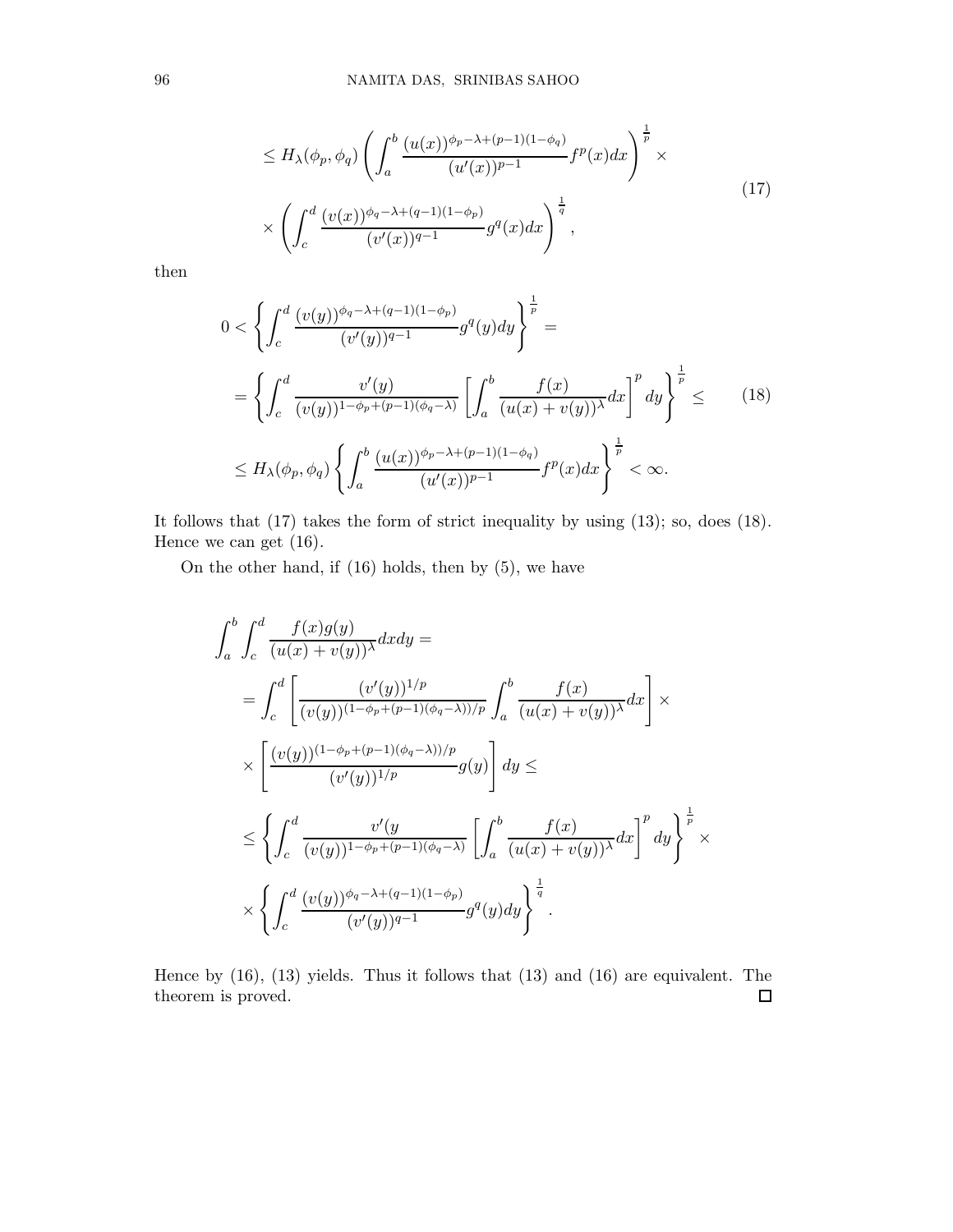$$
\leq H_\lambda(\phi_p, \phi_q) \left( \int_a^b \frac{(u(x))^{\phi_p - \lambda + (p-1)(1-\phi_q)}}{(u'(x))^{p-1}} f^p(x) dx \right)^{\frac{1}{p}} \times
$$

$$
\times \left( \int_c^d \frac{(v(x))^{\phi_q - \lambda + (q-1)(1-\phi_p)}}{(v'(x))^{q-1}} g^q(x) dx \right)^{\frac{1}{q}}, \tag{17}
$$

then

$$
0 < \left\{ \int_c^d \frac{(v(y))^{\phi_q - \lambda + (q-1)(1-\phi_p)}}{(v'(y))^{q-1}} g^q(y) dy \right\}^{\frac{1}{p}} =
$$

$$
= \left\{ \int_c^d \frac{v'(y)}{(v(y))^{1-\phi_p + (p-1)(\phi_q - \lambda)}} \left[ \int_a^b \frac{f(x)}{(u(x)+v(y))^\lambda} dx \right]^p dy \right\}^{\frac{1}{p}} \leq \tag{18}
$$

$$
\leq H_\lambda(\phi_p, \phi_q) \left\{ \int_a^b \frac{(u(x))^{\phi_p - \lambda + (p-1)(1-\phi_q)}}{(u'(x))^{p-1}} f^p(x) dx \right\}^{\frac{1}{p}} < \infty.
$$

It follows that (17) takes the form of strict inequality by using (13); so, does (18). Hence we can get (16).

On the other hand, if (16) holds, then by (5), we have

$$
\int_a^b \int_c^d \frac{f(x)g(y)}{(u(x)+v(y))^\lambda} dx dy =
$$

$$
= \int_c^d \left[ \frac{(v'(y))^{1/p}}{(v(y))^{(1-\phi_p + (p-1)(\phi_q - \lambda))/p}} \int_a^b \frac{f(x)}{(u(x)+v(y))^\lambda} dx \right] \times
$$

$$
\times \left[ \frac{(v(y))^{(1-\phi_p + (p-1)(\phi_q - \lambda))/p}}{(v'(y))^{1/p}} g(y) \right] dy \leq
$$

$$
\leq \left\{ \int_c^d \frac{v'(y}{(v(y))^{1-\phi_p + (p-1)(\phi_q - \lambda)}} \left[ \int_a^b \frac{f(x)}{(u(x)+v(y))^\lambda} dx \right]^p dy \right\}^{\frac{1}{p}} \times
$$

$$
\times \left\{ \int_c^d \frac{(v(y))^{\phi_q - \lambda + (q-1)(1-\phi_p)}}{(v'(y))^{q-1}} g^q(y) dy \right\}^{\frac{1}{q}}.
$$

Hence by (16), (13) yields. Thus it follows that (13) and (16) are equivalent. The theorem is proved. □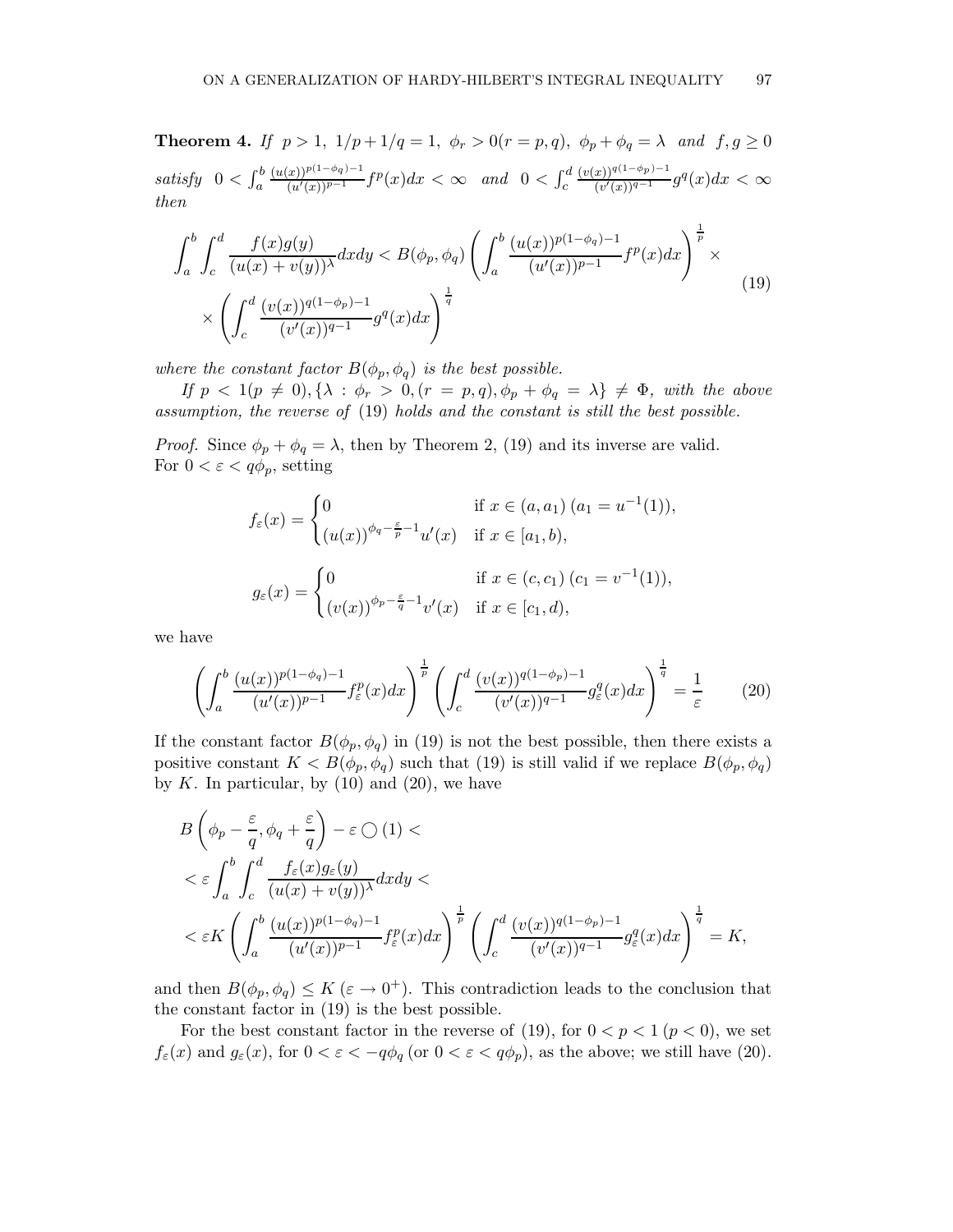**Theorem 4.** *If* $p > 1$, $1/p + 1/q = 1$, $\phi_r > 0 (r = p, q)$, $\phi_p + \phi_q = \lambda$ *and* $f, g \geq 0$ *satisfy* $0 < \int_a^b \frac{(u(x))^{p(1-\phi_q)-1}}{(u'(x))^{p-1}} f^p(x)dx < \infty$ *and* $0 < \int_c^d \frac{(v(x))^{q(1-\phi_p)-1}}{(v'(x))^{q-1}} g^q(x)dx < \infty$ *then*

$$\int_a^b \int_c^d \frac{f(x)g(y)}{(u(x) + v(y))^\lambda} dxdy < B(\phi_p, \phi_q) \left( \int_a^b \frac{(u(x))^{p(1-\phi_q)-1}}{(u'(x))^{p-1}} f^p(x)dx \right)^{\frac{1}{p}} \times \times \left( \int_c^d \frac{(v(x))^{q(1-\phi_p)-1}}{(v'(x))^{q-1}} g^q(x)dx \right)^{\frac{1}{q}} \tag{19}$$

*where the constant factor* $B(\phi_p, \phi_q)$ *is the best possible.*

*If* $p < 1 (p \neq 0)$, $\{\lambda : \phi_r > 0, (r = p, q), \phi_p + \phi_q = \lambda\} \neq \Phi$, *with the above assumption, the reverse of* (19) *holds and the constant is still the best possible.*

*Proof.* Since $\phi_p + \phi_q = \lambda$, then by Theorem 2, (19) and its inverse are valid. For $0 < \varepsilon < q\phi_p$, setting

$$f_\varepsilon(x) = \begin{cases} 0 & \text{if } x \in (a, a_1)\, (a_1 = u^{-1}(1)), \\ (u(x))^{\phi_q - \frac{\varepsilon}{p} - 1} u'(x) & \text{if } x \in [a_1, b), \end{cases}$$

$$g_\varepsilon(x) = \begin{cases} 0 & \text{if } x \in (c, c_1)\, (c_1 = v^{-1}(1)), \\ (v(x))^{\phi_p - \frac{\varepsilon}{q} - 1} v'(x) & \text{if } x \in [c_1, d), \end{cases}$$

we have

$$\left( \int_a^b \frac{(u(x))^{p(1-\phi_q)-1}}{(u'(x))^{p-1}} f_\varepsilon^p(x)dx \right)^{\frac{1}{p}} \left( \int_c^d \frac{(v(x))^{q(1-\phi_p)-1}}{(v'(x))^{q-1}} g_\varepsilon^q(x)dx \right)^{\frac{1}{q}} = \frac{1}{\varepsilon} \tag{20}$$

If the constant factor $B(\phi_p, \phi_q)$ in (19) is not the best possible, then there exists a positive constant $K < B(\phi_p, \phi_q)$ such that (19) is still valid if we replace $B(\phi_p, \phi_q)$ by $K$. In particular, by (10) and (20), we have

$$\begin{aligned} &B\left(\phi_p - \frac{\varepsilon}{q}, \phi_q + \frac{\varepsilon}{q}\right) - \varepsilon \bigcirc (1) < \\ &< \varepsilon \int_a^b \int_c^d \frac{f_\varepsilon(x) g_\varepsilon(y)}{(u(x) + v(y))^\lambda} dxdy < \\ &< \varepsilon K \left( \int_a^b \frac{(u(x))^{p(1-\phi_q)-1}}{(u'(x))^{p-1}} f_\varepsilon^p(x)dx \right)^{\frac{1}{p}} \left( \int_c^d \frac{(v(x))^{q(1-\phi_p)-1}}{(v'(x))^{q-1}} g_\varepsilon^q(x)dx \right)^{\frac{1}{q}} = K, \end{aligned}$$

and then $B(\phi_p, \phi_q) \leq K$ $(\varepsilon \to 0^+)$. This contradiction leads to the conclusion that the constant factor in (19) is the best possible.

For the best constant factor in the reverse of (19), for $0 < p < 1$ $(p < 0)$, we set $f_\varepsilon(x)$ and $g_\varepsilon(x)$, for $0 < \varepsilon < -q\phi_q$ (or $0 < \varepsilon < q\phi_p$), as the above; we still have (20).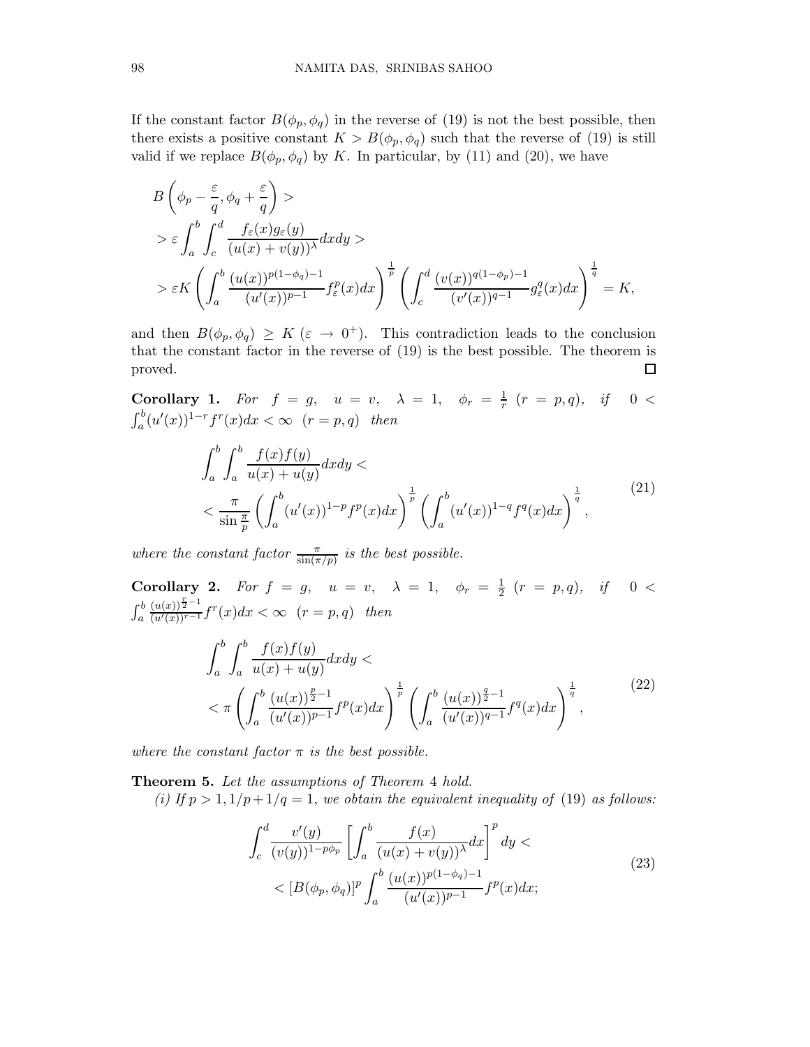If the constant factor $B(\phi_p, \phi_q)$ in the reverse of (19) is not the best possible, then there exists a positive constant $K > B(\phi_p, \phi_q)$ such that the reverse of (19) is still valid if we replace $B(\phi_p, \phi_q)$ by $K$. In particular, by (11) and (20), we have

$$
\begin{aligned}
& B\left(\phi_p - \frac{\varepsilon}{q}, \phi_q + \frac{\varepsilon}{q}\right) > \\
& > \varepsilon \int_a^b \int_c^d \frac{f_\varepsilon(x) g_\varepsilon(y)}{(u(x)+v(y))^\lambda} dxdy > \\
& > \varepsilon K \left( \int_a^b \frac{(u(x))^{p(1-\phi_q)-1}}{(u'(x))^{p-1}} f_\varepsilon^p(x) dx \right)^{\frac{1}{p}} \left( \int_c^d \frac{(v(x))^{q(1-\phi_p)-1}}{(v'(x))^{q-1}} g_\varepsilon^q(x) dx \right)^{\frac{1}{q}} = K,
\end{aligned}
$$

and then $B(\phi_p, \phi_q) \geq K$ $(\varepsilon \to 0^+)$. This contradiction leads to the conclusion that the constant factor in the reverse of (19) is the best possible. The theorem is proved. $\square$

**Corollary 1.** *For* $f = g$, $u = v$, $\lambda = 1$, $\phi_r = \frac{1}{r}$ $(r = p, q)$, *if* $0 < \int_a^b (u'(x))^{1-r} f^r(x) dx < \infty$ $(r = p, q)$ *then*

$$
\begin{aligned}
& \int_a^b \int_a^b \frac{f(x) f(y)}{u(x)+u(y)} dxdy < \\
& < \frac{\pi}{\sin \frac{\pi}{p}} \left( \int_a^b (u'(x))^{1-p} f^p(x) dx \right)^{\frac{1}{p}} \left( \int_a^b (u'(x))^{1-q} f^q(x) dx \right)^{\frac{1}{q}},
\end{aligned}
\tag{21}
$$

*where the constant factor* $\frac{\pi}{\sin(\pi/p)}$ *is the best possible.*

**Corollary 2.** *For* $f = g$, $u = v$, $\lambda = 1$, $\phi_r = \frac{1}{2}$ $(r = p, q)$, *if* $0 < \int_a^b \frac{(u(x))^{\frac{r}{2}-1}}{(u'(x))^{r-1}} f^r(x) dx < \infty$ $(r = p, q)$ *then*

$$
\begin{aligned}
& \int_a^b \int_a^b \frac{f(x) f(y)}{u(x)+u(y)} dxdy < \\
& < \pi \left( \int_a^b \frac{(u(x))^{\frac{p}{2}-1}}{(u'(x))^{p-1}} f^p(x) dx \right)^{\frac{1}{p}} \left( \int_a^b \frac{(u(x))^{\frac{q}{2}-1}}{(u'(x))^{q-1}} f^q(x) dx \right)^{\frac{1}{q}},
\end{aligned}
\tag{22}
$$

*where the constant factor* $\pi$ *is the best possible.*

**Theorem 5.** *Let the assumptions of Theorem 4 hold.*

*(i) If* $p > 1, 1/p + 1/q = 1$, *we obtain the equivalent inequality of* (19) *as follows:*

$$
\begin{aligned}
& \int_c^d \frac{v'(y)}{(v(y))^{1-p\phi_p}} \left[ \int_a^b \frac{f(x)}{(u(x)+v(y))^\lambda} dx \right]^p dy < \\
& < [B(\phi_p, \phi_q)]^p \int_a^b \frac{(u(x))^{p(1-\phi_q)-1}}{(u'(x))^{p-1}} f^p(x) dx;
\end{aligned}
\tag{23}
$$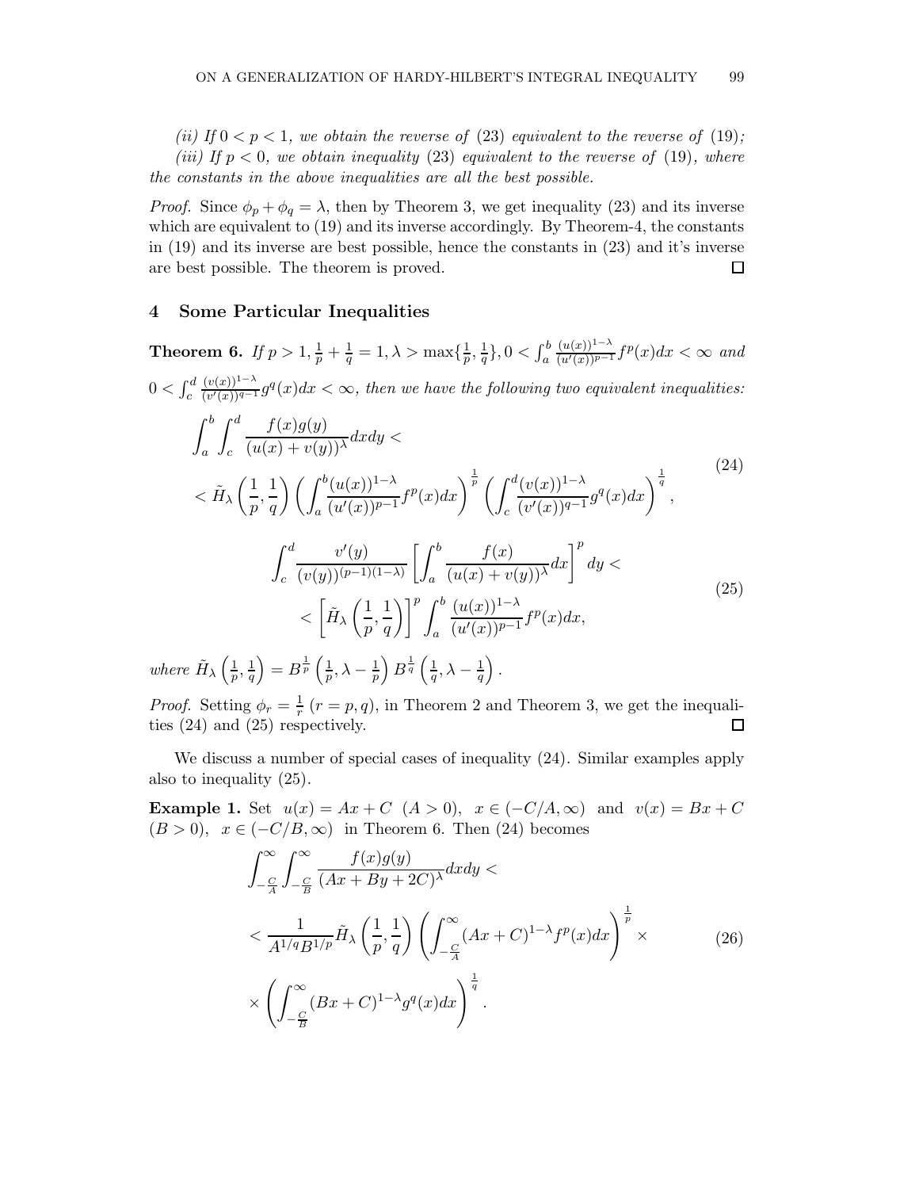*(ii) If $0 < p < 1$, we obtain the reverse of (23) equivalent to the reverse of (19);*

*(iii) If $p < 0$, we obtain inequality (23) equivalent to the reverse of (19), where the constants in the above inequalities are all the best possible.*

*Proof.* Since $\phi_p + \phi_q = \lambda$, then by Theorem 3, we get inequality (23) and its inverse which are equivalent to (19) and its inverse accordingly. By Theorem-4, the constants in (19) and its inverse are best possible, hence the constants in (23) and it's inverse are best possible. The theorem is proved. $\square$

## 4 Some Particular Inequalities

**Theorem 6.** *If $p > 1, \frac{1}{p} + \frac{1}{q} = 1, \lambda > \max\{\frac{1}{p}, \frac{1}{q}\}, 0 < \int_a^b \frac{(u(x))^{1-\lambda}}{(u'(x))^{p-1}} f^p(x)dx < \infty$ and $0 < \int_c^d \frac{(v(x))^{1-\lambda}}{(v'(x))^{q-1}} g^q(x)dx < \infty$, then we have the following two equivalent inequalities:*

$$\begin{aligned}
&\int_a^b \int_c^d \frac{f(x)g(y)}{(u(x)+v(y))^\lambda} dxdy < \\
&< \tilde{H}_\lambda\left(\frac{1}{p}, \frac{1}{q}\right) \left(\int_a^b \frac{(u(x))^{1-\lambda}}{(u'(x))^{p-1}} f^p(x)dx\right)^{\frac{1}{p}} \left(\int_c^d \frac{(v(x))^{1-\lambda}}{(v'(x))^{q-1}} g^q(x)dx\right)^{\frac{1}{q}},
\end{aligned} \tag{24}$$

$$\begin{aligned}
&\int_c^d \frac{v'(y)}{(v(y))^{(p-1)(1-\lambda)}} \left[\int_a^b \frac{f(x)}{(u(x)+v(y))^\lambda} dx\right]^p dy < \\
&< \left[\tilde{H}_\lambda\left(\frac{1}{p}, \frac{1}{q}\right)\right]^p \int_a^b \frac{(u(x))^{1-\lambda}}{(u'(x))^{p-1}} f^p(x)dx,
\end{aligned} \tag{25}$$

*where $\tilde{H}_\lambda\left(\frac{1}{p}, \frac{1}{q}\right) = B^{\frac{1}{p}}\left(\frac{1}{p}, \lambda - \frac{1}{p}\right) B^{\frac{1}{q}}\left(\frac{1}{q}, \lambda - \frac{1}{q}\right).$*

*Proof.* Setting $\phi_r = \frac{1}{r}$ $(r = p, q)$, in Theorem 2 and Theorem 3, we get the inequalities (24) and (25) respectively. $\square$

We discuss a number of special cases of inequality (24). Similar examples apply also to inequality (25).

**Example 1.** Set $u(x) = Ax + C$ $(A > 0)$, $x \in (-C/A, \infty)$ and $v(x) = Bx + C$ $(B > 0)$, $x \in (-C/B, \infty)$ in Theorem 6. Then (24) becomes

$$\begin{aligned}
&\int_{-\frac{C}{A}}^\infty \int_{-\frac{C}{B}}^\infty \frac{f(x)g(y)}{(Ax+By+2C)^\lambda} dxdy < \\
&< \frac{1}{A^{1/q}B^{1/p}} \tilde{H}_\lambda\left(\frac{1}{p}, \frac{1}{q}\right) \left(\int_{-\frac{C}{A}}^\infty (Ax+C)^{1-\lambda} f^p(x)dx\right)^{\frac{1}{p}} \times \\
&\times \left(\int_{-\frac{C}{B}}^\infty (Bx+C)^{1-\lambda} g^q(x)dx\right)^{\frac{1}{q}}.
\end{aligned} \tag{26}$$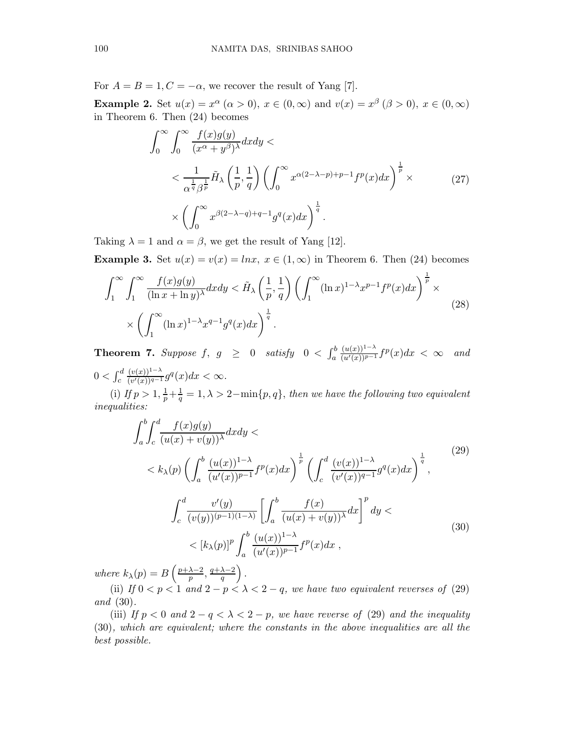For $A = B = 1, C = -\alpha$, we recover the result of Yang [7].

**Example 2.** Set $u(x) = x^\alpha$ $(\alpha > 0)$, $x \in (0, \infty)$ and $v(x) = x^\beta$ $(\beta > 0)$, $x \in (0, \infty)$ in Theorem 6. Then (24) becomes

$$
\begin{aligned}
&\int_0^\infty \int_0^\infty \frac{f(x)g(y)}{(x^\alpha + y^\beta)^\lambda} dxdy < \\
&< \frac{1}{\alpha^{\frac{1}{q}} \beta^{\frac{1}{p}}} \tilde{H}_\lambda\left(\frac{1}{p}, \frac{1}{q}\right) \left(\int_0^\infty x^{\alpha(2-\lambda-p)+p-1} f^p(x) dx\right)^{\frac{1}{p}} \times \\
&\times \left(\int_0^\infty x^{\beta(2-\lambda-q)+q-1} g^q(x) dx\right)^{\frac{1}{q}}.
\end{aligned}
\tag{27}
$$

Taking $\lambda = 1$ and $\alpha = \beta$, we get the result of Yang [12].

**Example 3.** Set $u(x) = v(x) = lnx$, $x \in (1, \infty)$ in Theorem 6. Then (24) becomes

$$
\begin{aligned}
&\int_1^\infty \int_1^\infty \frac{f(x)g(y)}{(\ln x + \ln y)^\lambda} dxdy < \tilde{H}_\lambda\left(\frac{1}{p}, \frac{1}{q}\right) \left(\int_1^\infty (\ln x)^{1-\lambda} x^{p-1} f^p(x) dx\right)^{\frac{1}{p}} \times \\
&\times \left(\int_1^\infty (\ln x)^{1-\lambda} x^{q-1} g^q(x) dx\right)^{\frac{1}{q}}.
\end{aligned}
\tag{28}
$$

**Theorem 7.** *Suppose* $f,\ g \geq 0$ *satisfy* $0 < \int_a^b \frac{(u(x))^{1-\lambda}}{(u'(x))^{p-1}} f^p(x) dx < \infty$ *and* $0 < \int_c^d \frac{(v(x))^{1-\lambda}}{(v'(x))^{q-1}} g^q(x) dx < \infty$.

(i) *If* $p > 1, \frac{1}{p} + \frac{1}{q} = 1, \lambda > 2 - \min\{p, q\}$, *then we have the following two equivalent inequalities:*

$$
\begin{aligned}
&\int_a^b \int_c^d \frac{f(x)g(y)}{(u(x) + v(y))^\lambda} dxdy < \\
&< k_\lambda(p) \left(\int_a^b \frac{(u(x))^{1-\lambda}}{(u'(x))^{p-1}} f^p(x) dx\right)^{\frac{1}{p}} \left(\int_c^d \frac{(v(x))^{1-\lambda}}{(v'(x))^{q-1}} g^q(x) dx\right)^{\frac{1}{q}},
\end{aligned}
\tag{29}
$$

$$
\begin{aligned}
&\int_c^d \frac{v'(y)}{(v(y))^{(p-1)(1-\lambda)}} \left[\int_a^b \frac{f(x)}{(u(x) + v(y))^\lambda} dx\right]^p dy < \\
&< [k_\lambda(p)]^p \int_a^b \frac{(u(x))^{1-\lambda}}{(u'(x))^{p-1}} f^p(x) dx\ ,
\end{aligned}
\tag{30}
$$

*where* $k_\lambda(p) = B\left(\frac{p+\lambda-2}{p}, \frac{q+\lambda-2}{q}\right)$.

(ii) *If* $0 < p < 1$ *and* $2 - p < \lambda < 2 - q$, *we have two equivalent reverses of* (29) *and* (30).

(iii) *If* $p < 0$ *and* $2 - q < \lambda < 2 - p$, *we have reverse of* (29) *and the inequality* (30), *which are equivalent; where the constants in the above inequalities are all the best possible.*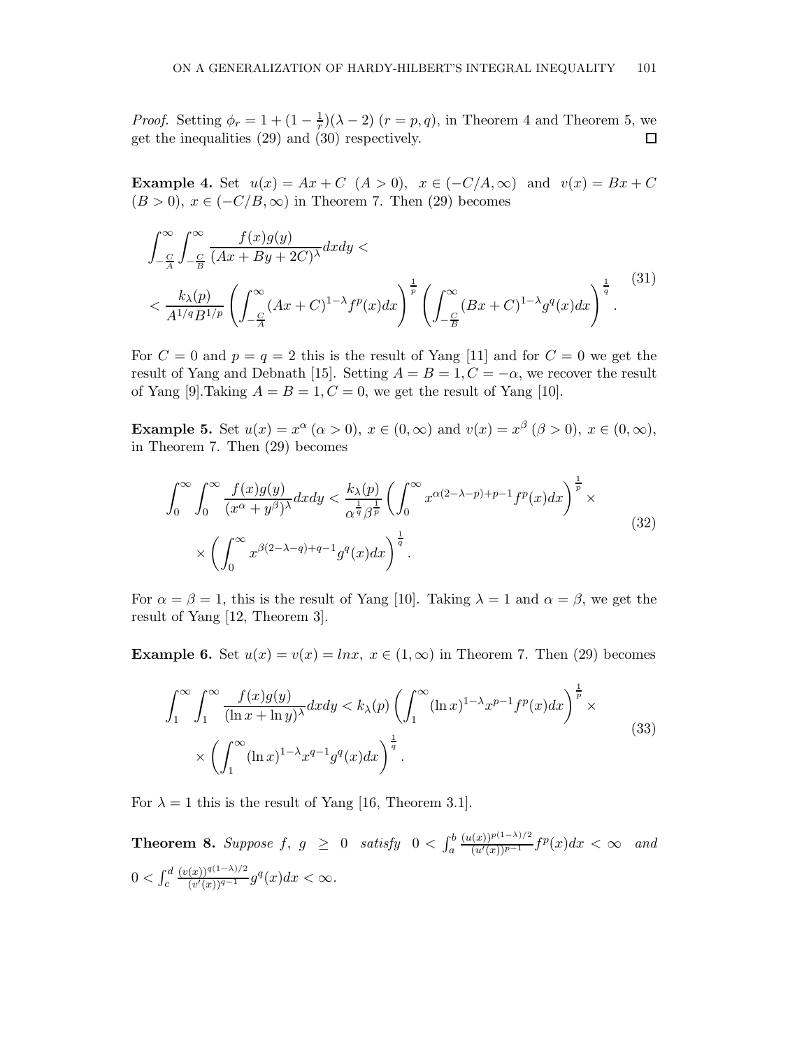*Proof.* Setting $\phi_r = 1 + (1 - \frac{1}{r})(\lambda - 2)$ $(r = p, q)$, in Theorem 4 and Theorem 5, we get the inequalities (29) and (30) respectively. $\square$

**Example 4.** Set $u(x) = Ax + C$ $(A > 0)$, $x \in (-C/A, \infty)$ and $v(x) = Bx + C$ $(B > 0)$, $x \in (-C/B, \infty)$ in Theorem 7. Then (29) becomes

$$\begin{aligned}
&\int_{-\frac{C}{A}}^{\infty}\int_{-\frac{C}{B}}^{\infty} \frac{f(x)g(y)}{(Ax + By + 2C)^{\lambda}} dxdy < \\
&< \frac{k_{\lambda}(p)}{A^{1/q}B^{1/p}} \left(\int_{-\frac{C}{A}}^{\infty} (Ax + C)^{1-\lambda} f^p(x) dx\right)^{\frac{1}{p}} \left(\int_{-\frac{C}{B}}^{\infty} (Bx + C)^{1-\lambda} g^q(x) dx\right)^{\frac{1}{q}}.
\end{aligned} \tag{31}$$

For $C = 0$ and $p = q = 2$ this is the result of Yang [11] and for $C = 0$ we get the result of Yang and Debnath [15]. Setting $A = B = 1, C = -\alpha$, we recover the result of Yang [9].Taking $A = B = 1, C = 0$, we get the result of Yang [10].

**Example 5.** Set $u(x) = x^{\alpha}$ $(\alpha > 0)$, $x \in (0, \infty)$ and $v(x) = x^{\beta}$ $(\beta > 0)$, $x \in (0, \infty)$, in Theorem 7. Then (29) becomes

$$\begin{aligned}
&\int_0^{\infty}\int_0^{\infty} \frac{f(x)g(y)}{(x^{\alpha} + y^{\beta})^{\lambda}} dxdy < \frac{k_{\lambda}(p)}{\alpha^{\frac{1}{q}}\beta^{\frac{1}{p}}} \left(\int_0^{\infty} x^{\alpha(2-\lambda-p)+p-1} f^p(x) dx\right)^{\frac{1}{p}} \times \\
&\quad \times \left(\int_0^{\infty} x^{\beta(2-\lambda-q)+q-1} g^q(x) dx\right)^{\frac{1}{q}}.
\end{aligned} \tag{32}$$

For $\alpha = \beta = 1$, this is the result of Yang [10]. Taking $\lambda = 1$ and $\alpha = \beta$, we get the result of Yang [12, Theorem 3].

**Example 6.** Set $u(x) = v(x) = ln x$, $x \in (1, \infty)$ in Theorem 7. Then (29) becomes

$$\begin{aligned}
&\int_1^{\infty}\int_1^{\infty} \frac{f(x)g(y)}{(\ln x + \ln y)^{\lambda}} dxdy < k_{\lambda}(p) \left(\int_1^{\infty} (\ln x)^{1-\lambda} x^{p-1} f^p(x) dx\right)^{\frac{1}{p}} \times \\
&\quad \times \left(\int_1^{\infty} (\ln x)^{1-\lambda} x^{q-1} g^q(x) dx\right)^{\frac{1}{q}}.
\end{aligned} \tag{33}$$

For $\lambda = 1$ this is the result of Yang [16, Theorem 3.1].

**Theorem 8.** *Suppose $f, g \geq 0$ satisfy $0 < \int_a^b \frac{(u(x))^{p(1-\lambda)/2}}{(u'(x))^{p-1}} f^p(x) dx < \infty$ and $0 < \int_c^d \frac{(v(x))^{q(1-\lambda)/2}}{(v'(x))^{q-1}} g^q(x) dx < \infty$.*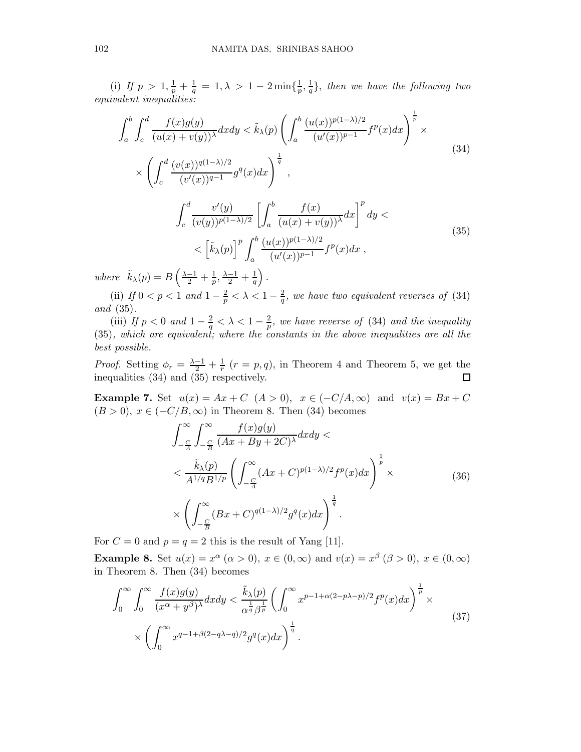(i) *If* $p > 1, \frac{1}{p} + \frac{1}{q} = 1, \lambda > 1 - 2\min\{\frac{1}{p}, \frac{1}{q}\}$, *then we have the following two equivalent inequalities:*

$$
\begin{aligned}
\int_a^b \int_c^d \frac{f(x)g(y)}{(u(x)+v(y))^\lambda} dxdy &< \tilde{k}_\lambda(p) \left( \int_a^b \frac{(u(x))^{p(1-\lambda)/2}}{(u'(x))^{p-1}} f^p(x) dx \right)^{\frac{1}{p}} \times \\
&\times \left( \int_c^d \frac{(v(x))^{q(1-\lambda)/2}}{(v'(x))^{q-1}} g^q(x) dx \right)^{\frac{1}{q}} ,
\end{aligned}
\tag{34}
$$

$$
\begin{aligned}
&\int_c^d \frac{v'(y)}{(v(y))^{p(1-\lambda)/2}} \left[ \int_a^b \frac{f(x)}{(u(x)+v(y))^\lambda} dx \right]^p dy < \\
&< \left[ \tilde{k}_\lambda(p) \right]^p \int_a^b \frac{(u(x))^{p(1-\lambda)/2}}{(u'(x))^{p-1}} f^p(x) dx ,
\end{aligned}
\tag{35}
$$

*where* $\tilde{k}_\lambda(p) = B\left(\frac{\lambda-1}{2} + \frac{1}{p}, \frac{\lambda-1}{2} + \frac{1}{q}\right)$.

(ii) *If* $0 < p < 1$ *and* $1 - \frac{2}{p} < \lambda < 1 - \frac{2}{q}$, *we have two equivalent reverses of* (34) *and* (35).

(iii) *If* $p < 0$ *and* $1 - \frac{2}{q} < \lambda < 1 - \frac{2}{p}$, *we have reverse of* (34) *and the inequality* (35), *which are equivalent; where the constants in the above inequalities are all the best possible.*

*Proof.* Setting $\phi_r = \frac{\lambda-1}{2} + \frac{1}{r}$ $(r = p, q)$, in Theorem 4 and Theorem 5, we get the inequalities (34) and (35) respectively. ◻

**Example 7.** Set $u(x) = Ax + C$ $(A > 0)$, $x \in (-C/A, \infty)$ and $v(x) = Bx + C$ $(B > 0)$, $x \in (-C/B, \infty)$ in Theorem 8. Then (34) becomes

$$
\begin{aligned}
&\int_{-\frac{C}{A}}^\infty \int_{-\frac{C}{B}}^\infty \frac{f(x)g(y)}{(Ax+By+2C)^\lambda} dxdy < \\
&< \frac{\tilde{k}_\lambda(p)}{A^{1/q}B^{1/p}} \left( \int_{-\frac{C}{A}}^\infty (Ax+C)^{p(1-\lambda)/2} f^p(x) dx \right)^{\frac{1}{p}} \times \\
&\times \left( \int_{-\frac{C}{B}}^\infty (Bx+C)^{q(1-\lambda)/2} g^q(x) dx \right)^{\frac{1}{q}} .
\end{aligned}
\tag{36}
$$

For $C = 0$ and $p = q = 2$ this is the result of Yang [11].

**Example 8.** Set $u(x) = x^\alpha$ $(\alpha > 0)$, $x \in (0, \infty)$ and $v(x) = x^\beta$ $(\beta > 0)$, $x \in (0, \infty)$ in Theorem 8. Then (34) becomes

$$
\begin{aligned}
\int_0^\infty \int_0^\infty \frac{f(x)g(y)}{(x^\alpha + y^\beta)^\lambda} dxdy &< \frac{\tilde{k}_\lambda(p)}{\alpha^{\frac{1}{q}}\beta^{\frac{1}{p}}} \left( \int_0^\infty x^{p-1+\alpha(2-p\lambda-p)/2} f^p(x) dx \right)^{\frac{1}{p}} \times \\
&\times \left( \int_0^\infty x^{q-1+\beta(2-q\lambda-q)/2} g^q(x) dx \right)^{\frac{1}{q}} .
\end{aligned}
\tag{37}
$$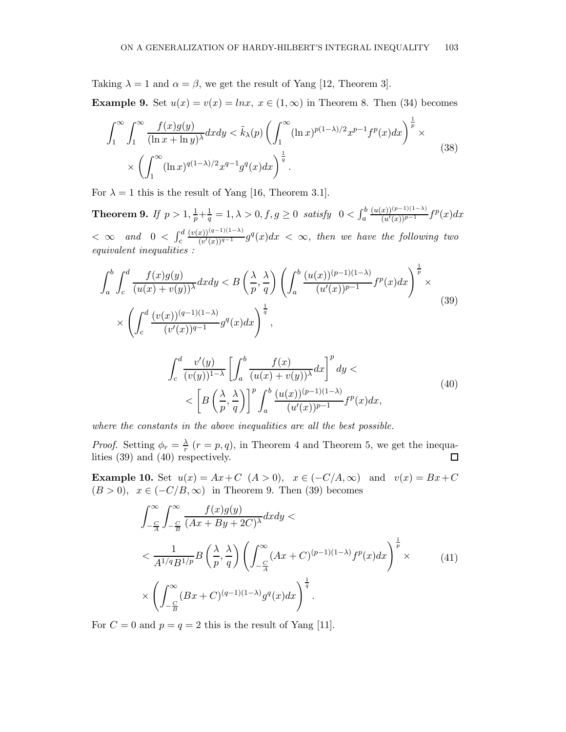Taking $\lambda = 1$ and $\alpha = \beta$, we get the result of Yang [12, Theorem 3].

**Example 9.** Set $u(x) = v(x) = lnx,\ x \in (1, \infty)$ in Theorem 8. Then (34) becomes

$$
\begin{aligned}
\int_1^\infty \int_1^\infty \frac{f(x)g(y)}{(\ln x + \ln y)^\lambda} dxdy &< \tilde{k}_\lambda(p) \left( \int_1^\infty (\ln x)^{p(1-\lambda)/2} x^{p-1} f^p(x) dx \right)^{\frac{1}{p}} \times \\
&\times \left( \int_1^\infty (\ln x)^{q(1-\lambda)/2} x^{q-1} g^q(x) dx \right)^{\frac{1}{q}}.
\end{aligned}
\tag{38}
$$

For $\lambda = 1$ this is the result of Yang [16, Theorem 3.1].

**Theorem 9.** *If $p > 1, \frac{1}{p} + \frac{1}{q} = 1, \lambda > 0, f, g \geq 0$ satisfy $0 < \int_a^b \frac{(u(x))^{(p-1)(1-\lambda)}}{(u'(x))^{p-1}} f^p(x) dx < \infty$ and $0 < \int_c^d \frac{(v(x))^{(q-1)(1-\lambda)}}{(v'(x))^{q-1}} g^q(x) dx < \infty$, then we have the following two equivalent inequalities :*

$$
\begin{aligned}
\int_a^b \int_c^d \frac{f(x)g(y)}{(u(x) + v(y))^\lambda} dxdy &< B\left(\frac{\lambda}{p}, \frac{\lambda}{q}\right) \left( \int_a^b \frac{(u(x))^{(p-1)(1-\lambda)}}{(u'(x))^{p-1}} f^p(x) dx \right)^{\frac{1}{p}} \times \\
&\times \left( \int_c^d \frac{(v(x))^{(q-1)(1-\lambda)}}{(v'(x))^{q-1}} g^q(x) dx \right)^{\frac{1}{q}},
\end{aligned}
\tag{39}
$$

$$
\begin{aligned}
&\int_c^d \frac{v'(y)}{(v(y))^{1-\lambda}} \left[ \int_a^b \frac{f(x)}{(u(x) + v(y))^\lambda} dx \right]^p dy < \\
&< \left[ B\left(\frac{\lambda}{p}, \frac{\lambda}{q}\right) \right]^p \int_a^b \frac{(u(x))^{(p-1)(1-\lambda)}}{(u'(x))^{p-1}} f^p(x) dx,
\end{aligned}
\tag{40}
$$

*where the constants in the above inequalities are all the best possible.*

*Proof.* Setting $\phi_r = \frac{\lambda}{r}$ $(r = p, q)$, in Theorem 4 and Theorem 5, we get the inequalities (39) and (40) respectively. □

**Example 10.** Set $u(x) = Ax + C\ (A > 0),\ \ x \in (-C/A, \infty)$ and $v(x) = Bx + C$ $(B > 0),\ x \in (-C/B, \infty)$ in Theorem 9. Then (39) becomes

$$
\begin{aligned}
&\int_{-\frac{C}{A}}^\infty \int_{-\frac{C}{B}}^\infty \frac{f(x)g(y)}{(Ax + By + 2C)^\lambda} dxdy < \\
&< \frac{1}{A^{1/q} B^{1/p}} B\left(\frac{\lambda}{p}, \frac{\lambda}{q}\right) \left( \int_{-\frac{C}{A}}^\infty (Ax + C)^{(p-1)(1-\lambda)} f^p(x) dx \right)^{\frac{1}{p}} \times \\
&\times \left( \int_{-\frac{C}{B}}^\infty (Bx + C)^{(q-1)(1-\lambda)} g^q(x) dx \right)^{\frac{1}{q}}.
\end{aligned}
\tag{41}
$$

For $C = 0$ and $p = q = 2$ this is the result of Yang [11].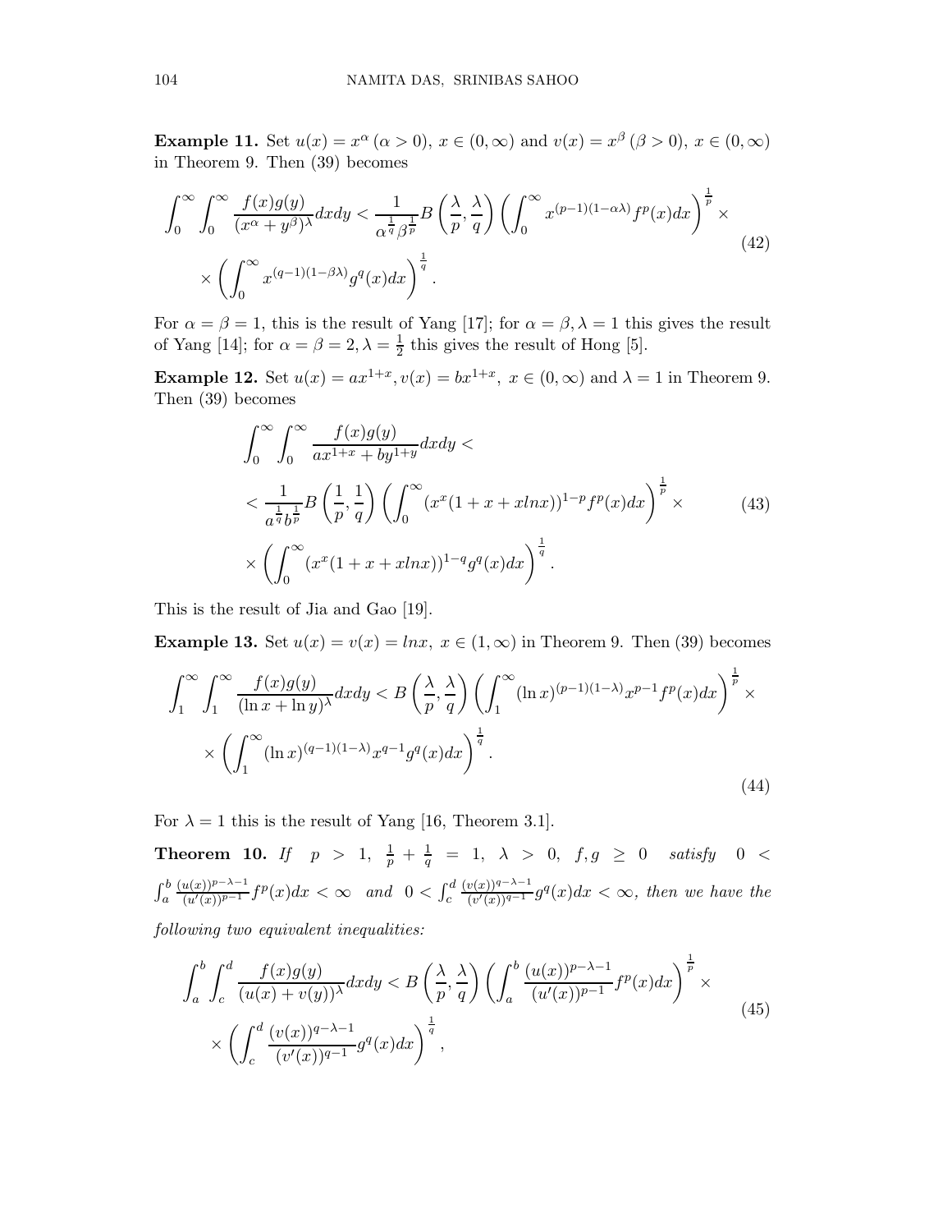**Example 11.** Set $u(x) = x^\alpha\ (\alpha > 0),\ x \in (0, \infty)$ and $v(x) = x^\beta\ (\beta > 0),\ x \in (0, \infty)$ in Theorem 9. Then (39) becomes

$$
\begin{aligned}
\int_0^\infty \int_0^\infty \frac{f(x)g(y)}{(x^\alpha + y^\beta)^\lambda} dxdy &< \frac{1}{\alpha^{\frac{1}{q}} \beta^{\frac{1}{p}}} B\left(\frac{\lambda}{p}, \frac{\lambda}{q}\right) \left(\int_0^\infty x^{(p-1)(1-\alpha\lambda)} f^p(x) dx\right)^{\frac{1}{p}} \times \\
&\times \left(\int_0^\infty x^{(q-1)(1-\beta\lambda)} g^q(x) dx\right)^{\frac{1}{q}}.
\end{aligned} \tag{42}
$$

For $\alpha = \beta = 1$, this is the result of Yang [17]; for $\alpha = \beta, \lambda = 1$ this gives the result of Yang [14]; for $\alpha = \beta = 2, \lambda = \frac{1}{2}$ this gives the result of Hong [5].

**Example 12.** Set $u(x) = ax^{1+x}, v(x) = bx^{1+x},\ x \in (0, \infty)$ and $\lambda = 1$ in Theorem 9. Then (39) becomes

$$
\begin{aligned}
&\int_0^\infty \int_0^\infty \frac{f(x)g(y)}{ax^{1+x} + by^{1+y}} dxdy < \\
&< \frac{1}{a^{\frac{1}{q}} b^{\frac{1}{p}}} B\left(\frac{1}{p}, \frac{1}{q}\right) \left(\int_0^\infty (x^x(1 + x + x\ln x))^{1-p} f^p(x) dx\right)^{\frac{1}{p}} \times \\
&\times \left(\int_0^\infty (x^x(1 + x + x\ln x))^{1-q} g^q(x) dx\right)^{\frac{1}{q}}.
\end{aligned} \tag{43}
$$

This is the result of Jia and Gao [19].

**Example 13.** Set $u(x) = v(x) = \ln x,\ x \in (1, \infty)$ in Theorem 9. Then (39) becomes

$$
\begin{aligned}
\int_1^\infty \int_1^\infty \frac{f(x)g(y)}{(\ln x + \ln y)^\lambda} dxdy &< B\left(\frac{\lambda}{p}, \frac{\lambda}{q}\right) \left(\int_1^\infty (\ln x)^{(p-1)(1-\lambda)} x^{p-1} f^p(x) dx\right)^{\frac{1}{p}} \times \\
&\times \left(\int_1^\infty (\ln x)^{(q-1)(1-\lambda)} x^{q-1} g^q(x) dx\right)^{\frac{1}{q}}.
\end{aligned} \tag{44}
$$

For $\lambda = 1$ this is the result of Yang [16, Theorem 3.1].

**Theorem 10.** *If* $p > 1$, $\frac{1}{p} + \frac{1}{q} = 1$, $\lambda > 0$, $f, g \geq 0$ *satisfy* $0 < \int_a^b \frac{(u(x))^{p-\lambda-1}}{(u'(x))^{p-1}} f^p(x) dx < \infty$ *and* $0 < \int_c^d \frac{(v(x))^{q-\lambda-1}}{(v'(x))^{q-1}} g^q(x) dx < \infty$, *then we have the following two equivalent inequalities:*

$$
\begin{aligned}
\int_a^b \int_c^d \frac{f(x)g(y)}{(u(x) + v(y))^\lambda} dxdy &< B\left(\frac{\lambda}{p}, \frac{\lambda}{q}\right) \left(\int_a^b \frac{(u(x))^{p-\lambda-1}}{(u'(x))^{p-1}} f^p(x) dx\right)^{\frac{1}{p}} \times \\
&\times \left(\int_c^d \frac{(v(x))^{q-\lambda-1}}{(v'(x))^{q-1}} g^q(x) dx\right)^{\frac{1}{q}},
\end{aligned} \tag{45}
$$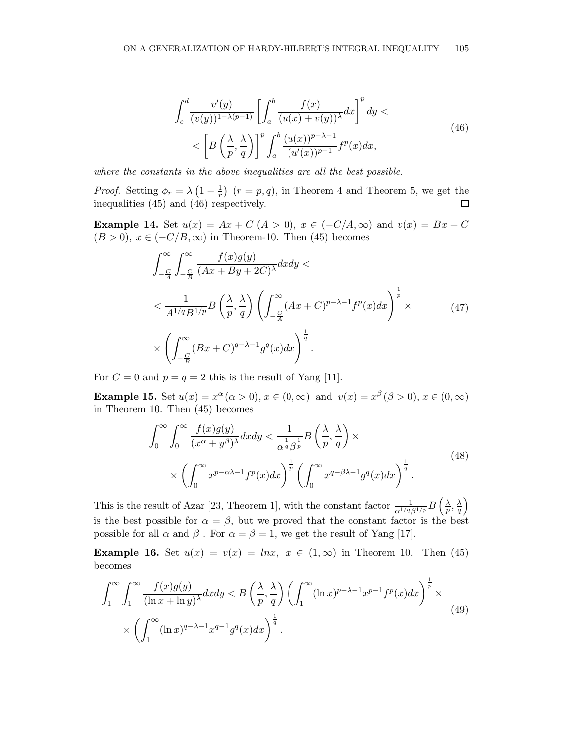$$
\begin{aligned}
&\int_c^d \frac{v'(y)}{(v(y))^{1-\lambda(p-1)}}\left[\int_a^b \frac{f(x)}{(u(x)+v(y))^\lambda}dx\right]^p dy < \\
&\quad < \left[B\left(\frac{\lambda}{p},\frac{\lambda}{q}\right)\right]^p \int_a^b \frac{(u(x))^{p-\lambda-1}}{(u'(x))^{p-1}} f^p(x)dx,
\end{aligned}
\tag{46}
$$

*where the constants in the above inequalities are all the best possible.*

*Proof.* Setting $\phi_r = \lambda\left(1-\frac{1}{r}\right)$ $(r = p, q)$, in Theorem 4 and Theorem 5, we get the inequalities (45) and (46) respectively. □

**Example 14.** Set $u(x) = Ax + C$ $(A > 0)$, $x \in (-C/A, \infty)$ and $v(x) = Bx + C$ $(B > 0)$, $x \in (-C/B, \infty)$ in Theorem-10. Then (45) becomes

$$
\begin{aligned}
&\int_{-\frac{C}{A}}^\infty \int_{-\frac{C}{B}}^\infty \frac{f(x)g(y)}{(Ax+By+2C)^\lambda}dxdy < \\
&< \frac{1}{A^{1/q}B^{1/p}} B\left(\frac{\lambda}{p},\frac{\lambda}{q}\right)\left(\int_{-\frac{C}{A}}^\infty (Ax+C)^{p-\lambda-1} f^p(x)dx\right)^{\frac{1}{p}} \times \\
&\times \left(\int_{-\frac{C}{B}}^\infty (Bx+C)^{q-\lambda-1} g^q(x)dx\right)^{\frac{1}{q}}.
\end{aligned}
\tag{47}
$$

For $C = 0$ and $p = q = 2$ this is the result of Yang [11].

**Example 15.** Set $u(x) = x^\alpha\,(\alpha > 0)$, $x \in (0, \infty)$ and $v(x) = x^\beta\,(\beta > 0)$, $x \in (0, \infty)$ in Theorem 10. Then (45) becomes

$$
\begin{aligned}
&\int_0^\infty \int_0^\infty \frac{f(x)g(y)}{(x^\alpha+y^\beta)^\lambda}dxdy < \frac{1}{\alpha^{\frac{1}{q}}\beta^{\frac{1}{p}}} B\left(\frac{\lambda}{p},\frac{\lambda}{q}\right) \times \\
&\quad \times \left(\int_0^\infty x^{p-\alpha\lambda-1} f^p(x)dx\right)^{\frac{1}{p}} \left(\int_0^\infty x^{q-\beta\lambda-1} g^q(x)dx\right)^{\frac{1}{q}}.
\end{aligned}
\tag{48}
$$

This is the result of Azar [23, Theorem 1], with the constant factor $\frac{1}{\alpha^{1/q}\beta^{1/p}} B\left(\frac{\lambda}{p},\frac{\lambda}{q}\right)$ is the best possible for $\alpha = \beta$, but we proved that the constant factor is the best possible for all $\alpha$ and $\beta$ . For $\alpha = \beta = 1$, we get the result of Yang [17].

**Example 16.** Set $u(x) = v(x) = \ln x$, $x \in (1, \infty)$ in Theorem 10. Then (45) becomes

$$
\begin{aligned}
&\int_1^\infty \int_1^\infty \frac{f(x)g(y)}{(\ln x+\ln y)^\lambda}dxdy < B\left(\frac{\lambda}{p},\frac{\lambda}{q}\right)\left(\int_1^\infty (\ln x)^{p-\lambda-1} x^{p-1} f^p(x)dx\right)^{\frac{1}{p}} \times \\
&\times \left(\int_1^\infty (\ln x)^{q-\lambda-1} x^{q-1} g^q(x)dx\right)^{\frac{1}{q}}.
\end{aligned}
\tag{49}
$$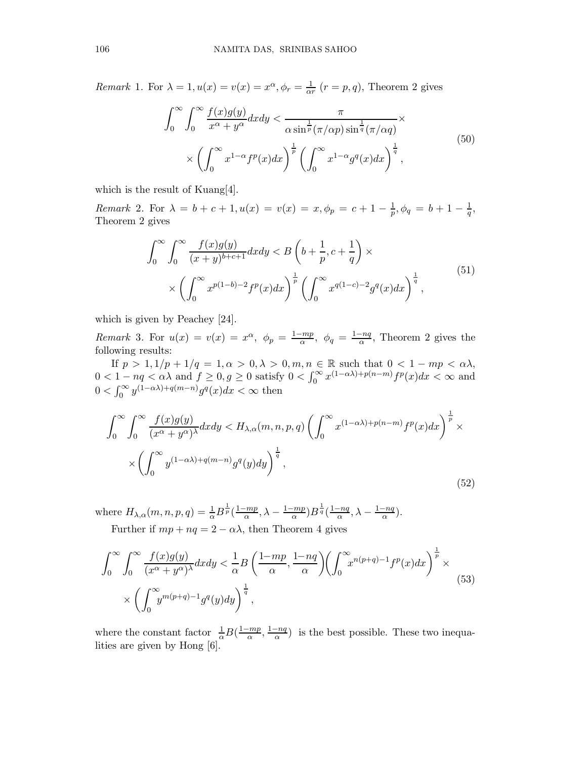*Remark* 1. For $\lambda = 1, u(x) = v(x) = x^\alpha, \phi_r = \frac{1}{\alpha r}$ $(r = p, q)$, Theorem 2 gives

$$\begin{aligned}\int_0^\infty \int_0^\infty \frac{f(x)g(y)}{x^\alpha + y^\alpha} dxdy < \frac{\pi}{\alpha \sin^{\frac{1}{p}}(\pi/\alpha p) \sin^{\frac{1}{q}}(\pi/\alpha q)} \times \\ \times \left( \int_0^\infty x^{1-\alpha} f^p(x) dx \right)^{\frac{1}{p}} \left( \int_0^\infty x^{1-\alpha} g^q(x) dx \right)^{\frac{1}{q}},\end{aligned} \tag{50}$$

which is the result of Kuang[4].

*Remark* 2. For $\lambda = b + c + 1, u(x) = v(x) = x, \phi_p = c + 1 - \frac{1}{p}, \phi_q = b + 1 - \frac{1}{q}$, Theorem 2 gives

$$\begin{aligned}\int_0^\infty \int_0^\infty \frac{f(x)g(y)}{(x + y)^{b+c+1}} dxdy < B\left(b + \frac{1}{p}, c + \frac{1}{q}\right) \times \\ \times \left( \int_0^\infty x^{p(1-b)-2} f^p(x) dx \right)^{\frac{1}{p}} \left( \int_0^\infty x^{q(1-c)-2} g^q(x) dx \right)^{\frac{1}{q}},\end{aligned} \tag{51}$$

which is given by Peachey [24].

*Remark* 3. For $u(x) = v(x) = x^\alpha,\ \phi_p = \frac{1-mp}{\alpha},\ \phi_q = \frac{1-nq}{\alpha}$, Theorem 2 gives the following results:

If $p > 1, 1/p + 1/q = 1, \alpha > 0, \lambda > 0, m, n \in \mathbb{R}$ such that $0 < 1 - mp < \alpha\lambda$, $0 < 1 - nq < \alpha\lambda$ and $f \geq 0, g \geq 0$ satisfy $0 < \int_0^\infty x^{(1-\alpha\lambda)+p(n-m)} f^p(x) dx < \infty$ and $0 < \int_0^\infty y^{(1-\alpha\lambda)+q(m-n)} g^q(x) dx < \infty$ then

$$\begin{aligned}\int_0^\infty \int_0^\infty \frac{f(x)g(y)}{(x^\alpha + y^\alpha)^\lambda} dxdy < H_{\lambda,\alpha}(m, n, p, q) \left( \int_0^\infty x^{(1-\alpha\lambda)+p(n-m)} f^p(x) dx \right)^{\frac{1}{p}} \times \\ \times \left( \int_0^\infty y^{(1-\alpha\lambda)+q(m-n)} g^q(y) dy \right)^{\frac{1}{q}},\end{aligned} \tag{52}$$

where $H_{\lambda,\alpha}(m, n, p, q) = \frac{1}{\alpha} B^{\frac{1}{p}}(\frac{1-mp}{\alpha}, \lambda - \frac{1-mp}{\alpha}) B^{\frac{1}{q}}(\frac{1-nq}{\alpha}, \lambda - \frac{1-nq}{\alpha})$.

Further if $mp + nq = 2 - \alpha\lambda$, then Theorem 4 gives

$$\begin{aligned}\int_0^\infty \int_0^\infty \frac{f(x)g(y)}{(x^\alpha + y^\alpha)^\lambda} dxdy < \frac{1}{\alpha} B\left(\frac{1-mp}{\alpha}, \frac{1-nq}{\alpha}\right) \left( \int_0^\infty x^{n(p+q)-1} f^p(x) dx \right)^{\frac{1}{p}} \times \\ \times \left( \int_0^\infty y^{m(p+q)-1} g^q(y) dy \right)^{\frac{1}{q}},\end{aligned} \tag{53}$$

where the constant factor $\frac{1}{\alpha} B(\frac{1-mp}{\alpha}, \frac{1-nq}{\alpha})$ is the best possible. These two inequalities are given by Hong [6].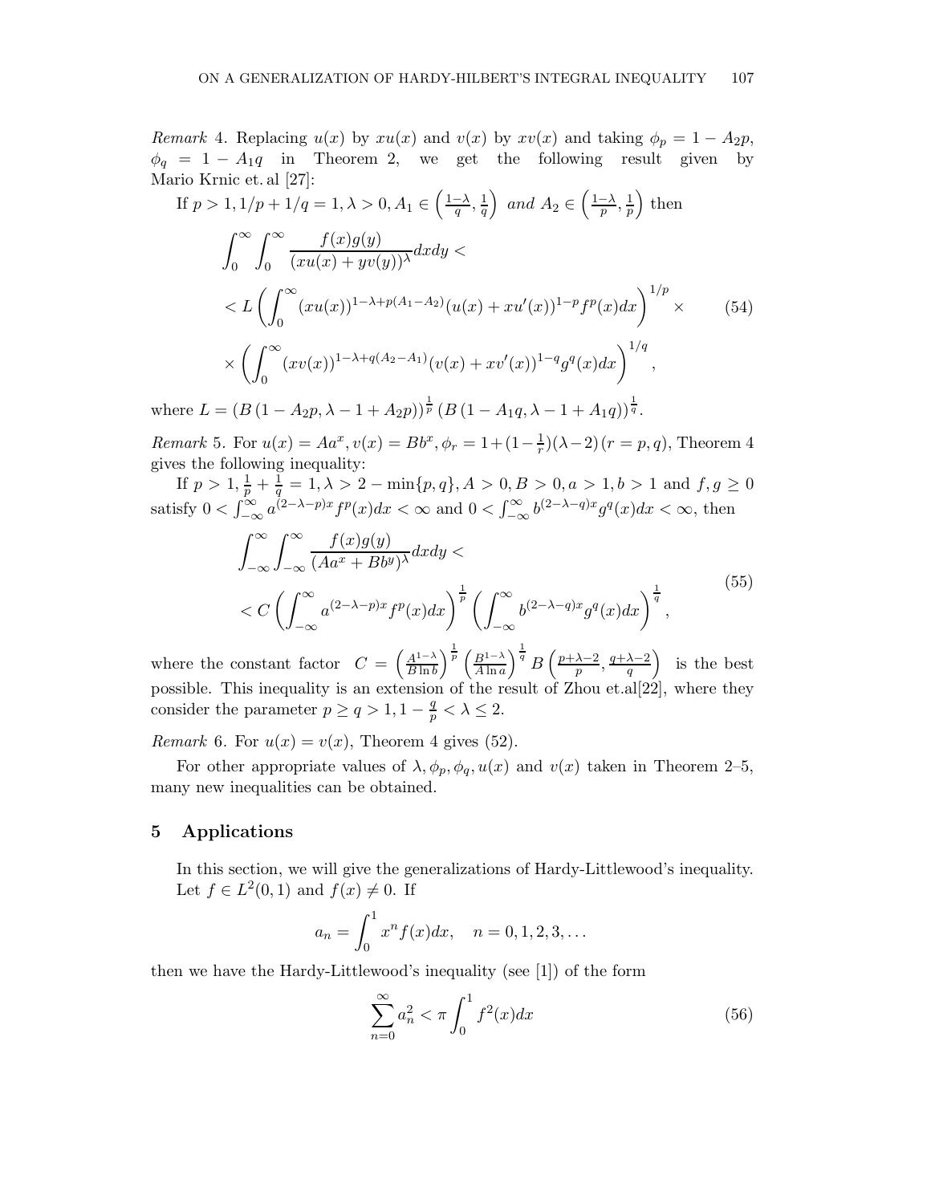*Remark* 4. Replacing $u(x)$ by $xu(x)$ and $v(x)$ by $xv(x)$ and taking $\phi_p = 1 - A_2 p$, $\phi_q = 1 - A_1 q$ in Theorem 2, we get the following result given by Mario Krnic et. al [27]:

If $p > 1, 1/p + 1/q = 1, \lambda > 0, A_1 \in \left(\frac{1-\lambda}{q}, \frac{1}{q}\right)$ *and* $A_2 \in \left(\frac{1-\lambda}{p}, \frac{1}{p}\right)$ then

$$
\begin{aligned}
&\int_0^\infty \int_0^\infty \frac{f(x)g(y)}{(xu(x) + yv(y))^\lambda} dxdy < \\
&< L \left( \int_0^\infty (xu(x))^{1-\lambda+p(A_1-A_2)} (u(x) + xu'(x))^{1-p} f^p(x) dx \right)^{1/p} \times \qquad (54) \\
&\times \left( \int_0^\infty (xv(x))^{1-\lambda+q(A_2-A_1)} (v(x) + xv'(x))^{1-q} g^q(x) dx \right)^{1/q},
\end{aligned}
$$

where $L = (B(1 - A_2 p, \lambda - 1 + A_2 p))^{\frac{1}{p}} (B(1 - A_1 q, \lambda - 1 + A_1 q))^{\frac{1}{q}}$.

*Remark* 5. For $u(x) = Aa^x, v(x) = Bb^x, \phi_r = 1 + (1 - \frac{1}{r})(\lambda - 2)\,(r = p, q)$, Theorem 4 gives the following inequality:

If $p > 1, \frac{1}{p} + \frac{1}{q} = 1, \lambda > 2 - \min\{p, q\}, A > 0, B > 0, a > 1, b > 1$ and $f, g \geq 0$ satisfy $0 < \int_{-\infty}^{\infty} a^{(2-\lambda-p)x} f^p(x) dx < \infty$ and $0 < \int_{-\infty}^{\infty} b^{(2-\lambda-q)x} g^q(x) dx < \infty$, then

$$
\begin{aligned}
&\int_{-\infty}^\infty \int_{-\infty}^\infty \frac{f(x)g(y)}{(Aa^x + Bb^y)^\lambda} dxdy < \\
&< C \left( \int_{-\infty}^\infty a^{(2-\lambda-p)x} f^p(x) dx \right)^{\frac{1}{p}} \left( \int_{-\infty}^\infty b^{(2-\lambda-q)x} g^q(x) dx \right)^{\frac{1}{q}},
\end{aligned} \qquad (55)
$$

where the constant factor $C = \left(\frac{A^{1-\lambda}}{B \ln b}\right)^{\frac{1}{p}} \left(\frac{B^{1-\lambda}}{A \ln a}\right)^{\frac{1}{q}} B\left(\frac{p+\lambda-2}{p}, \frac{q+\lambda-2}{q}\right)$ is the best possible. This inequality is an extension of the result of Zhou et.al[22], where they consider the parameter $p \geq q > 1, 1 - \frac{q}{p} < \lambda \leq 2$.

*Remark* 6. For $u(x) = v(x)$, Theorem 4 gives (52).

For other appropriate values of $\lambda, \phi_p, \phi_q, u(x)$ and $v(x)$ taken in Theorem 2–5, many new inequalities can be obtained.

## 5 Applications

In this section, we will give the generalizations of Hardy-Littlewood's inequality. Let $f \in L^2(0, 1)$ and $f(x) \neq 0$. If

$$
a_n = \int_0^1 x^n f(x) dx, \quad n = 0, 1, 2, 3, \ldots
$$

then we have the Hardy-Littlewood's inequality (see [1]) of the form

$$
\sum_{n=0}^\infty a_n^2 < \pi \int_0^1 f^2(x) dx \qquad (56)
$$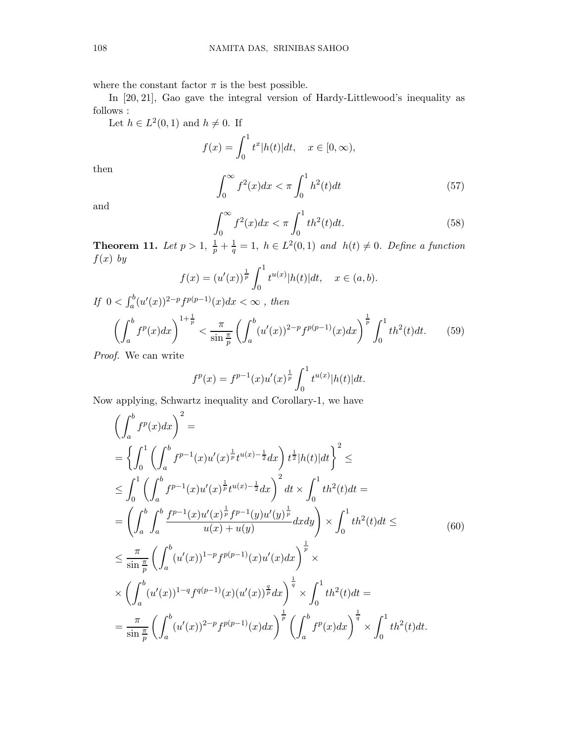where the constant factor $\pi$ is the best possible.

In [20, 21], Gao gave the integral version of Hardy-Littlewood's inequality as follows :

Let $h \in L^2(0,1)$ and $h \neq 0$. If

$$f(x) = \int_0^1 t^x |h(t)| dt, \quad x \in [0, \infty),$$

then

$$\int_0^\infty f^2(x) dx < \pi \int_0^1 h^2(t) dt \tag{57}$$

and

$$\int_0^\infty f^2(x) dx < \pi \int_0^1 t h^2(t) dt. \tag{58}$$

**Theorem 11.** *Let $p > 1$, $\frac{1}{p} + \frac{1}{q} = 1$, $h \in L^2(0,1)$ and $h(t) \neq 0$. Define a function $f(x)$ by*

$$f(x) = (u'(x))^{\frac{1}{p}} \int_0^1 t^{u(x)} |h(t)| dt, \quad x \in (a, b).$$

*If $0 < \int_a^b (u'(x))^{2-p} f^{p(p-1)}(x) dx < \infty$ , then*

$$\left( \int_a^b f^p(x) dx \right)^{1+\frac{1}{p}} < \frac{\pi}{\sin \frac{\pi}{p}} \left( \int_a^b (u'(x))^{2-p} f^{p(p-1)}(x) dx \right)^{\frac{1}{p}} \int_0^1 t h^2(t) dt. \tag{59}$$

*Proof.* We can write

$$f^p(x) = f^{p-1}(x) u'(x)^{\frac{1}{p}} \int_0^1 t^{u(x)} |h(t)| dt.$$

Now applying, Schwartz inequality and Corollary-1, we have

$$\begin{aligned}
&\left( \int_a^b f^p(x) dx \right)^2 = \\
&= \left\{ \int_0^1 \left( \int_a^b f^{p-1}(x) u'(x)^{\frac{1}{p}} t^{u(x)-\frac{1}{2}} dx \right) t^{\frac{1}{2}} |h(t)| dt \right\}^2 \leq \\
&\leq \int_0^1 \left( \int_a^b f^{p-1}(x) u'(x)^{\frac{1}{p}} t^{u(x)-\frac{1}{2}} dx \right)^2 dt \times \int_0^1 t h^2(t) dt = \\
&= \left( \int_a^b \int_a^b \frac{f^{p-1}(x) u'(x)^{\frac{1}{p}} f^{p-1}(y) u'(y)^{\frac{1}{p}}}{u(x) + u(y)} dx dy \right) \times \int_0^1 t h^2(t) dt \leq \\
&\leq \frac{\pi}{\sin \frac{\pi}{p}} \left( \int_a^b (u'(x))^{1-p} f^{p(p-1)}(x) u'(x) dx \right)^{\frac{1}{p}} \times \\
&\times \left( \int_a^b (u'(x))^{1-q} f^{q(p-1)}(x) (u'(x))^{\frac{q}{p}} dx \right)^{\frac{1}{q}} \times \int_0^1 t h^2(t) dt = \\
&= \frac{\pi}{\sin \frac{\pi}{p}} \left( \int_a^b (u'(x))^{2-p} f^{p(p-1)}(x) dx \right)^{\frac{1}{p}} \left( \int_a^b f^p(x) dx \right)^{\frac{1}{q}} \times \int_0^1 t h^2(t) dt.
\end{aligned} \tag{60}$$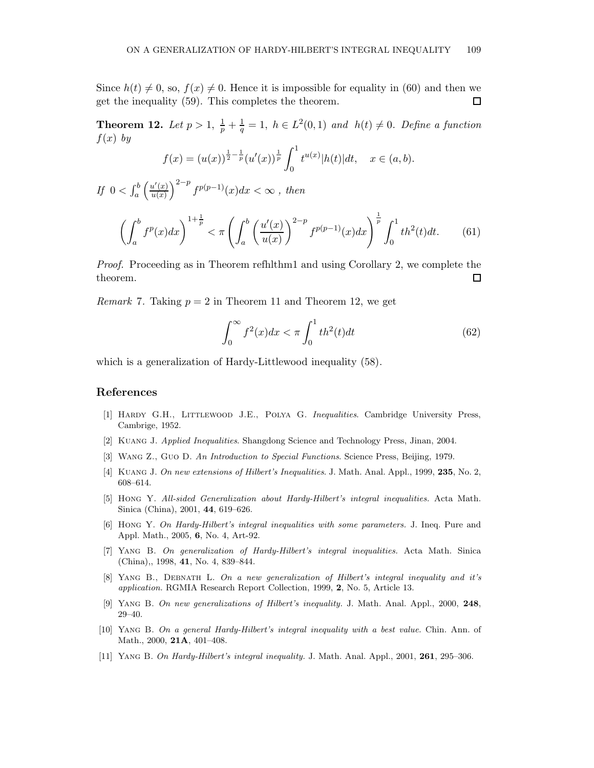Since $h(t) \neq 0$, so, $f(x) \neq 0$. Hence it is impossible for equality in (60) and then we get the inequality (59). This completes the theorem. $\square$

**Theorem 12.** *Let $p > 1$, $\frac{1}{p} + \frac{1}{q} = 1$, $h \in L^2(0,1)$ and $h(t) \neq 0$. Define a function $f(x)$ by*

$$f(x) = (u(x))^{\frac{1}{2} - \frac{1}{p}} (u'(x))^{\frac{1}{p}} \int_0^1 t^{u(x)} |h(t)| dt, \quad x \in (a,b).$$

*If $0 < \int_a^b \left(\frac{u'(x)}{u(x)}\right)^{2-p} f^{p(p-1)}(x) dx < \infty$ , then*

$$\left(\int_a^b f^p(x) dx\right)^{1+\frac{1}{p}} < \pi \left(\int_a^b \left(\frac{u'(x)}{u(x)}\right)^{2-p} f^{p(p-1)}(x) dx\right)^{\frac{1}{p}} \int_0^1 t h^2(t) dt. \tag{61}$$

*Proof.* Proceeding as in Theorem refhlthm1 and using Corollary 2, we complete the theorem. $\square$

*Remark* 7. Taking $p = 2$ in Theorem 11 and Theorem 12, we get

$$\int_0^\infty f^2(x) dx < \pi \int_0^1 t h^2(t) dt \tag{62}$$

which is a generalization of Hardy-Littlewood inequality (58).

## References

[1] Hardy G.H., Littlewood J.E., Polya G. *Inequalities*. Cambridge University Press, Cambrige, 1952.

[2] Kuang J. *Applied Inequalities*. Shangdong Science and Technology Press, Jinan, 2004.

[3] Wang Z., Guo D. *An Introduction to Special Functions*. Science Press, Beijing, 1979.

[4] Kuang J. *On new extensions of Hilbert's Inequalities*. J. Math. Anal. Appl., 1999, **235**, No. 2, 608–614.

[5] Hong Y. *All-sided Generalization about Hardy-Hilbert's integral inequalities.* Acta Math. Sinica (China), 2001, **44**, 619–626.

[6] Hong Y. *On Hardy-Hilbert's integral inequalities with some parameters.* J. Ineq. Pure and Appl. Math., 2005, **6**, No. 4, Art-92.

[7] Yang B. *On generalization of Hardy-Hilbert's integral inequalities.* Acta Math. Sinica (China),, 1998, **41**, No. 4, 839–844.

[8] Yang B., Debnath L. *On a new generalization of Hilbert's integral inequality and it's application.* RGMIA Research Report Collection, 1999, **2**, No. 5, Article 13.

[9] Yang B. *On new generalizations of Hilbert's inequality.* J. Math. Anal. Appl., 2000, **248**, 29–40.

[10] Yang B. *On a general Hardy-Hilbert's integral inequality with a best value.* Chin. Ann. of Math., 2000, **21A**, 401–408.

[11] Yang B. *On Hardy-Hilbert's integral inequality.* J. Math. Anal. Appl., 2001, **261**, 295–306.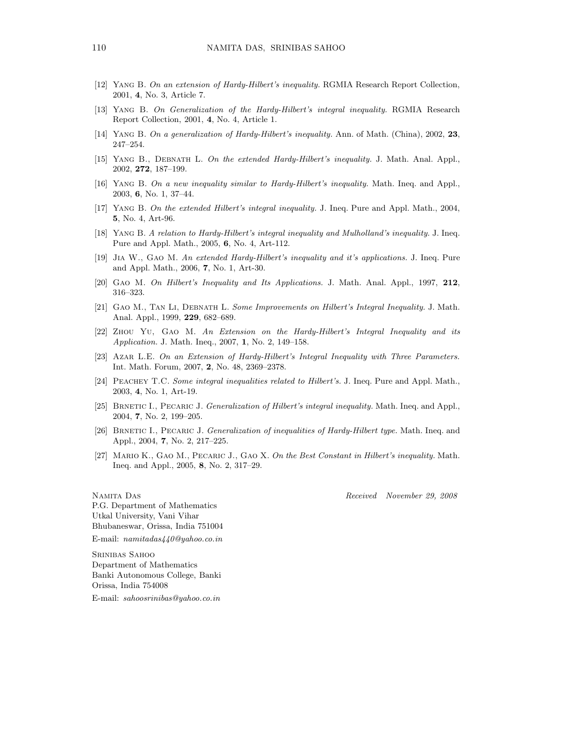[12] Yang B. *On an extension of Hardy-Hilbert's inequality.* RGMIA Research Report Collection, 2001, **4**, No. 3, Article 7.

[13] Yang B. *On Generalization of the Hardy-Hilbert's integral inequality.* RGMIA Research Report Collection, 2001, **4**, No. 4, Article 1.

[14] Yang B. *On a generalization of Hardy-Hilbert's inequality.* Ann. of Math. (China), 2002, **23**, 247–254.

[15] Yang B., Debnath L. *On the extended Hardy-Hilbert's inequality.* J. Math. Anal. Appl., 2002, **272**, 187–199.

[16] Yang B. *On a new inequality similar to Hardy-Hilbert's inequality.* Math. Ineq. and Appl., 2003, **6**, No. 1, 37–44.

[17] Yang B. *On the extended Hilbert's integral inequality.* J. Ineq. Pure and Appl. Math., 2004, **5**, No. 4, Art-96.

[18] Yang B. *A relation to Hardy-Hilbert's integral inequality and Mulholland's inequality.* J. Ineq. Pure and Appl. Math., 2005, **6**, No. 4, Art-112.

[19] Jia W., Gao M. *An extended Hardy-Hilbert's inequality and it's applications.* J. Ineq. Pure and Appl. Math., 2006, **7**, No. 1, Art-30.

[20] Gao M. *On Hilbert's Inequality and Its Applications.* J. Math. Anal. Appl., 1997, **212**, 316–323.

[21] Gao M., Tan Li, Debnath L. *Some Improvements on Hilbert's Integral Inequality.* J. Math. Anal. Appl., 1999, **229**, 682–689.

[22] Zhou Yu, Gao M. *An Extension on the Hardy-Hilbert's Integral Inequality and its Application.* J. Math. Ineq., 2007, **1**, No. 2, 149–158.

[23] Azar L.E. *On an Extension of Hardy-Hilbert's Integral Inequality with Three Parameters.* Int. Math. Forum, 2007, **2**, No. 48, 2369–2378.

[24] Peachey T.C. *Some integral inequalities related to Hilbert's.* J. Ineq. Pure and Appl. Math., 2003, **4**, No. 1, Art-19.

[25] Brnetic I., Pecaric J. *Generalization of Hilbert's integral inequality.* Math. Ineq. and Appl., 2004, **7**, No. 2, 199–205.

[26] Brnetic I., Pecaric J. *Generalization of inequalities of Hardy-Hilbert type.* Math. Ineq. and Appl., 2004, **7**, No. 2, 217–225.

[27] Mario K., Gao M., Pecaric J., Gao X. *On the Best Constant in Hilbert's inequality.* Math. Ineq. and Appl., 2005, **8**, No. 2, 317–29.

Namita Das
P.G. Department of Mathematics
Utkal University, Vani Vihar
Bhubaneswar, Orissa, India 751004
E-mail: *namitadas440@yahoo.co.in*

*Received November 29, 2008*

Srinibas Sahoo
Department of Mathematics
Banki Autonomous College, Banki
Orissa, India 754008
E-mail: *sahoosrinibas@yahoo.co.in*